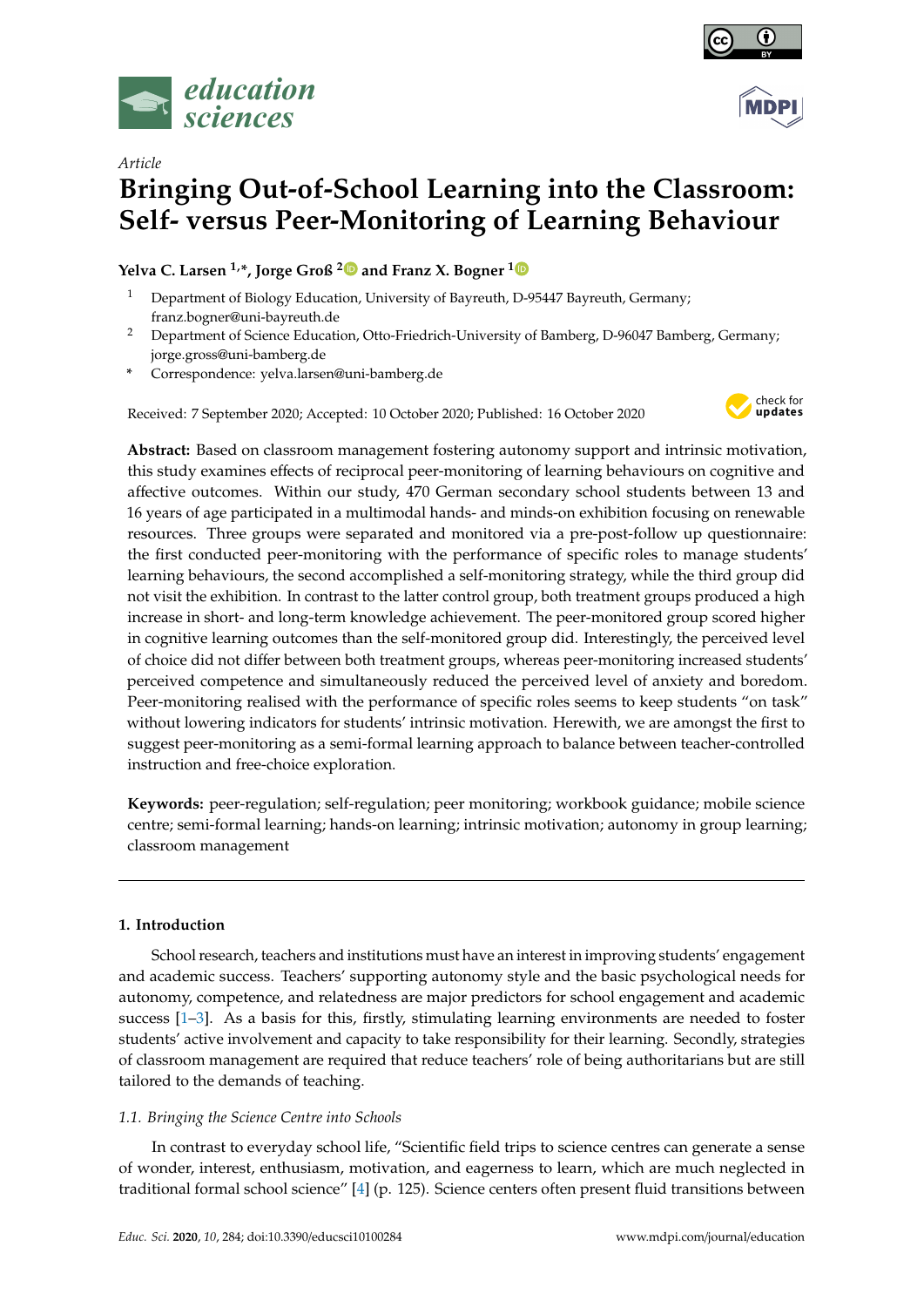*Article*

# Bringing Out-of-School Learning into the Classroom: Self- versus Peer-Monitoring of Learning Behaviour

**Yelva C. Larsen [1,*], Jorge Groß [2] and Franz X. Bogner [1]**

[1] Department of Biology Education, University of Bayreuth, D-95447 Bayreuth, Germany; franz.bogner@uni-bayreuth.de

[2] Department of Science Education, Otto-Friedrich-University of Bamberg, D-96047 Bamberg, Germany; jorge.gross@uni-bamberg.de

[*] Correspondence: yelva.larsen@uni-bamberg.de

Received: 7 September 2020; Accepted: 10 October 2020; Published: 16 October 2020

**Abstract:** Based on classroom management fostering autonomy support and intrinsic motivation, this study examines effects of reciprocal peer-monitoring of learning behaviours on cognitive and affective outcomes. Within our study, 470 German secondary school students between 13 and 16 years of age participated in a multimodal hands- and minds-on exhibition focusing on renewable resources. Three groups were separated and monitored via a pre-post-follow up questionnaire: the first conducted peer-monitoring with the performance of specific roles to manage students' learning behaviours, the second accomplished a self-monitoring strategy, while the third group did not visit the exhibition. In contrast to the latter control group, both treatment groups produced a high increase in short- and long-term knowledge achievement. The peer-monitored group scored higher in cognitive learning outcomes than the self-monitored group did. Interestingly, the perceived level of choice did not differ between both treatment groups, whereas peer-monitoring increased students' perceived competence and simultaneously reduced the perceived level of anxiety and boredom. Peer-monitoring realised with the performance of specific roles seems to keep students "on task" without lowering indicators for students' intrinsic motivation. Herewith, we are amongst the first to suggest peer-monitoring as a semi-formal learning approach to balance between teacher-controlled instruction and free-choice exploration.

**Keywords:** peer-regulation; self-regulation; peer monitoring; workbook guidance; mobile science centre; semi-formal learning; hands-on learning; intrinsic motivation; autonomy in group learning; classroom management

## 1. Introduction

School research, teachers and institutions must have an interest in improving students' engagement and academic success. Teachers' supporting autonomy style and the basic psychological needs for autonomy, competence, and relatedness are major predictors for school engagement and academic success [1–3]. As a basis for this, firstly, stimulating learning environments are needed to foster students' active involvement and capacity to take responsibility for their learning. Secondly, strategies of classroom management are required that reduce teachers' role of being authoritarians but are still tailored to the demands of teaching.

### *1.1. Bringing the Science Centre into Schools*

In contrast to everyday school life, "Scientific field trips to science centres can generate a sense of wonder, interest, enthusiasm, motivation, and eagerness to learn, which are much neglected in traditional formal school science" [4] (p. 125). Science centers often present fluid transitions between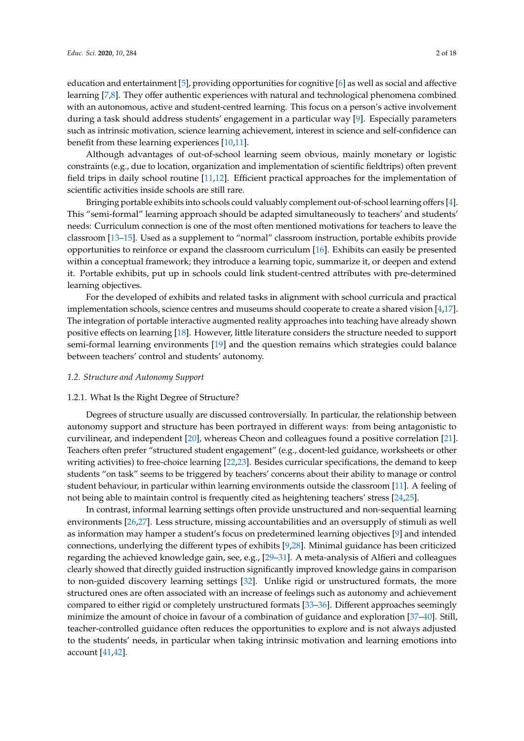education and entertainment [5], providing opportunities for cognitive [6] as well as social and affective learning [7,8]. They offer authentic experiences with natural and technological phenomena combined with an autonomous, active and student-centred learning. This focus on a person's active involvement during a task should address students' engagement in a particular way [9]. Especially parameters such as intrinsic motivation, science learning achievement, interest in science and self-confidence can benefit from these learning experiences [10,11].

Although advantages of out-of-school learning seem obvious, mainly monetary or logistic constraints (e.g., due to location, organization and implementation of scientific fieldtrips) often prevent field trips in daily school routine [11,12]. Efficient practical approaches for the implementation of scientific activities inside schools are still rare.

Bringing portable exhibits into schools could valuably complement out-of-school learning offers [4]. This "semi-formal" learning approach should be adapted simultaneously to teachers' and students' needs: Curriculum connection is one of the most often mentioned motivations for teachers to leave the classroom [13–15]. Used as a supplement to "normal" classroom instruction, portable exhibits provide opportunities to reinforce or expand the classroom curriculum [16]. Exhibits can easily be presented within a conceptual framework; they introduce a learning topic, summarize it, or deepen and extend it. Portable exhibits, put up in schools could link student-centred attributes with pre-determined learning objectives.

For the developed of exhibits and related tasks in alignment with school curricula and practical implementation schools, science centres and museums should cooperate to create a shared vision [4,17]. The integration of portable interactive augmented reality approaches into teaching have already shown positive effects on learning [18]. However, little literature considers the structure needed to support semi-formal learning environments [19] and the question remains which strategies could balance between teachers' control and students' autonomy.

### 1.2. Structure and Autonomy Support

#### 1.2.1. What Is the Right Degree of Structure?

Degrees of structure usually are discussed controversially. In particular, the relationship between autonomy support and structure has been portrayed in different ways: from being antagonistic to curvilinear, and independent [20], whereas Cheon and colleagues found a positive correlation [21]. Teachers often prefer "structured student engagement" (e.g., docent-led guidance, worksheets or other writing activities) to free-choice learning [22,23]. Besides curricular specifications, the demand to keep students "on task" seems to be triggered by teachers' concerns about their ability to manage or control student behaviour, in particular within learning environments outside the classroom [11]. A feeling of not being able to maintain control is frequently cited as heightening teachers' stress [24,25].

In contrast, informal learning settings often provide unstructured and non-sequential learning environments [26,27]. Less structure, missing accountabilities and an oversupply of stimuli as well as information may hamper a student's focus on predetermined learning objectives [9] and intended connections, underlying the different types of exhibits [9,28]. Minimal guidance has been criticized regarding the achieved knowledge gain, see, e.g., [29–31]. A meta-analysis of Alfieri and colleagues clearly showed that directly guided instruction significantly improved knowledge gains in comparison to non-guided discovery learning settings [32]. Unlike rigid or unstructured formats, the more structured ones are often associated with an increase of feelings such as autonomy and achievement compared to either rigid or completely unstructured formats [33–36]. Different approaches seemingly minimize the amount of choice in favour of a combination of guidance and exploration [37–40]. Still, teacher-controlled guidance often reduces the opportunities to explore and is not always adjusted to the students' needs, in particular when taking intrinsic motivation and learning emotions into account [41,42].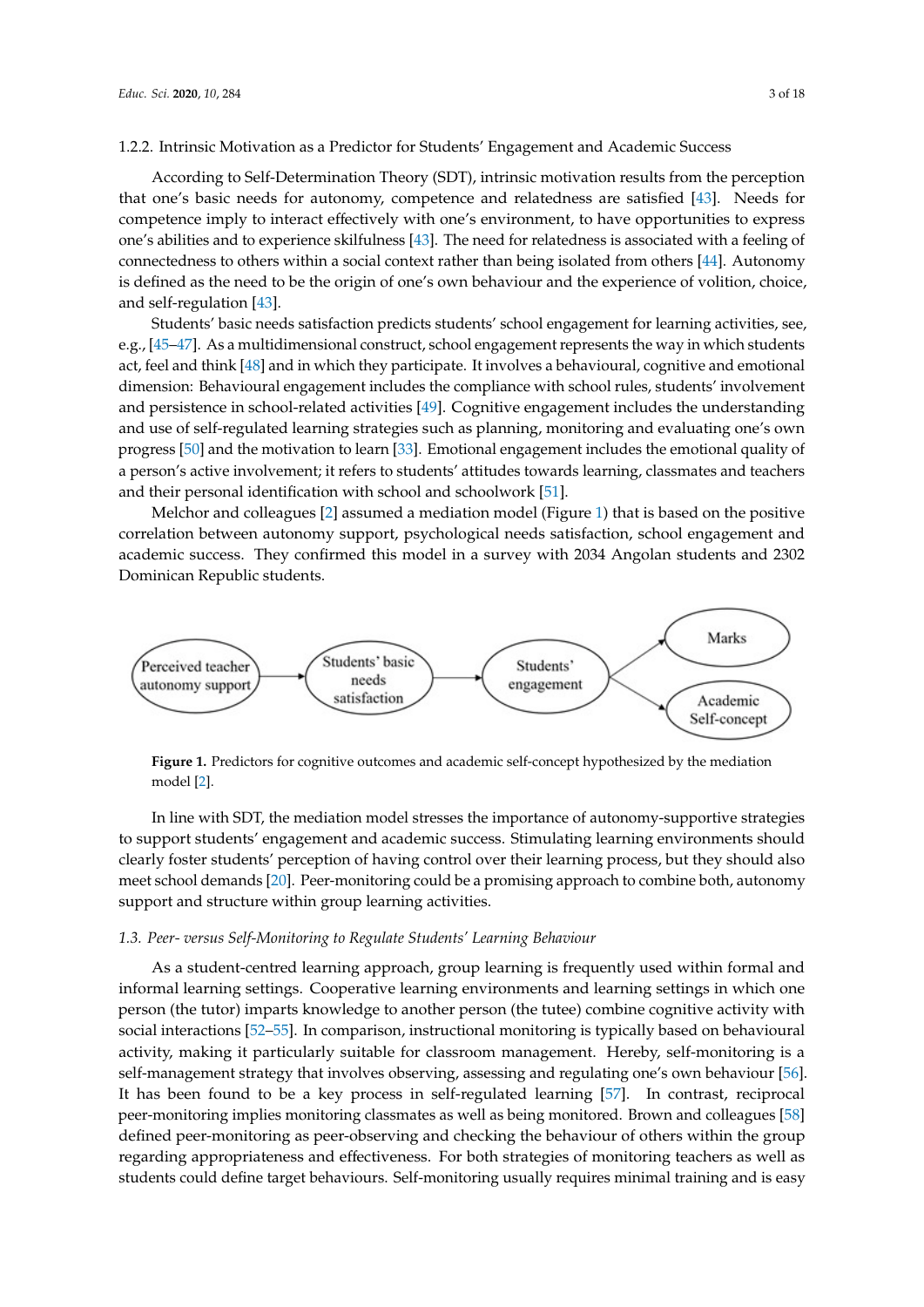### 1.2.2. Intrinsic Motivation as a Predictor for Students' Engagement and Academic Success

According to Self-Determination Theory (SDT), intrinsic motivation results from the perception that one's basic needs for autonomy, competence and relatedness are satisfied [43]. Needs for competence imply to interact effectively with one's environment, to have opportunities to express one's abilities and to experience skilfulness [43]. The need for relatedness is associated with a feeling of connectedness to others within a social context rather than being isolated from others [44]. Autonomy is defined as the need to be the origin of one's own behaviour and the experience of volition, choice, and self-regulation [43].

Students' basic needs satisfaction predicts students' school engagement for learning activities, see, e.g., [45–47]. As a multidimensional construct, school engagement represents the way in which students act, feel and think [48] and in which they participate. It involves a behavioural, cognitive and emotional dimension: Behavioural engagement includes the compliance with school rules, students' involvement and persistence in school-related activities [49]. Cognitive engagement includes the understanding and use of self-regulated learning strategies such as planning, monitoring and evaluating one's own progress [50] and the motivation to learn [33]. Emotional engagement includes the emotional quality of a person's active involvement; it refers to students' attitudes towards learning, classmates and teachers and their personal identification with school and schoolwork [51].

Melchor and colleagues [2] assumed a mediation model (Figure 1) that is based on the positive correlation between autonomy support, psychological needs satisfaction, school engagement and academic success. They confirmed this model in a survey with 2034 Angolan students and 2302 Dominican Republic students.

Perceived teacher autonomy support → Students' basic needs satisfaction → Students' engagement → Marks / Academic Self-concept

**Figure 1.** Predictors for cognitive outcomes and academic self-concept hypothesized by the mediation model [2].

In line with SDT, the mediation model stresses the importance of autonomy-supportive strategies to support students' engagement and academic success. Stimulating learning environments should clearly foster students' perception of having control over their learning process, but they should also meet school demands [20]. Peer-monitoring could be a promising approach to combine both, autonomy support and structure within group learning activities.

## *1.3. Peer- versus Self-Monitoring to Regulate Students' Learning Behaviour*

As a student-centred learning approach, group learning is frequently used within formal and informal learning settings. Cooperative learning environments and learning settings in which one person (the tutor) imparts knowledge to another person (the tutee) combine cognitive activity with social interactions [52–55]. In comparison, instructional monitoring is typically based on behavioural activity, making it particularly suitable for classroom management. Hereby, self-monitoring is a self-management strategy that involves observing, assessing and regulating one's own behaviour [56]. It has been found to be a key process in self-regulated learning [57]. In contrast, reciprocal peer-monitoring implies monitoring classmates as well as being monitored. Brown and colleagues [58] defined peer-monitoring as peer-observing and checking the behaviour of others within the group regarding appropriateness and effectiveness. For both strategies of monitoring teachers as well as students could define target behaviours. Self-monitoring usually requires minimal training and is easy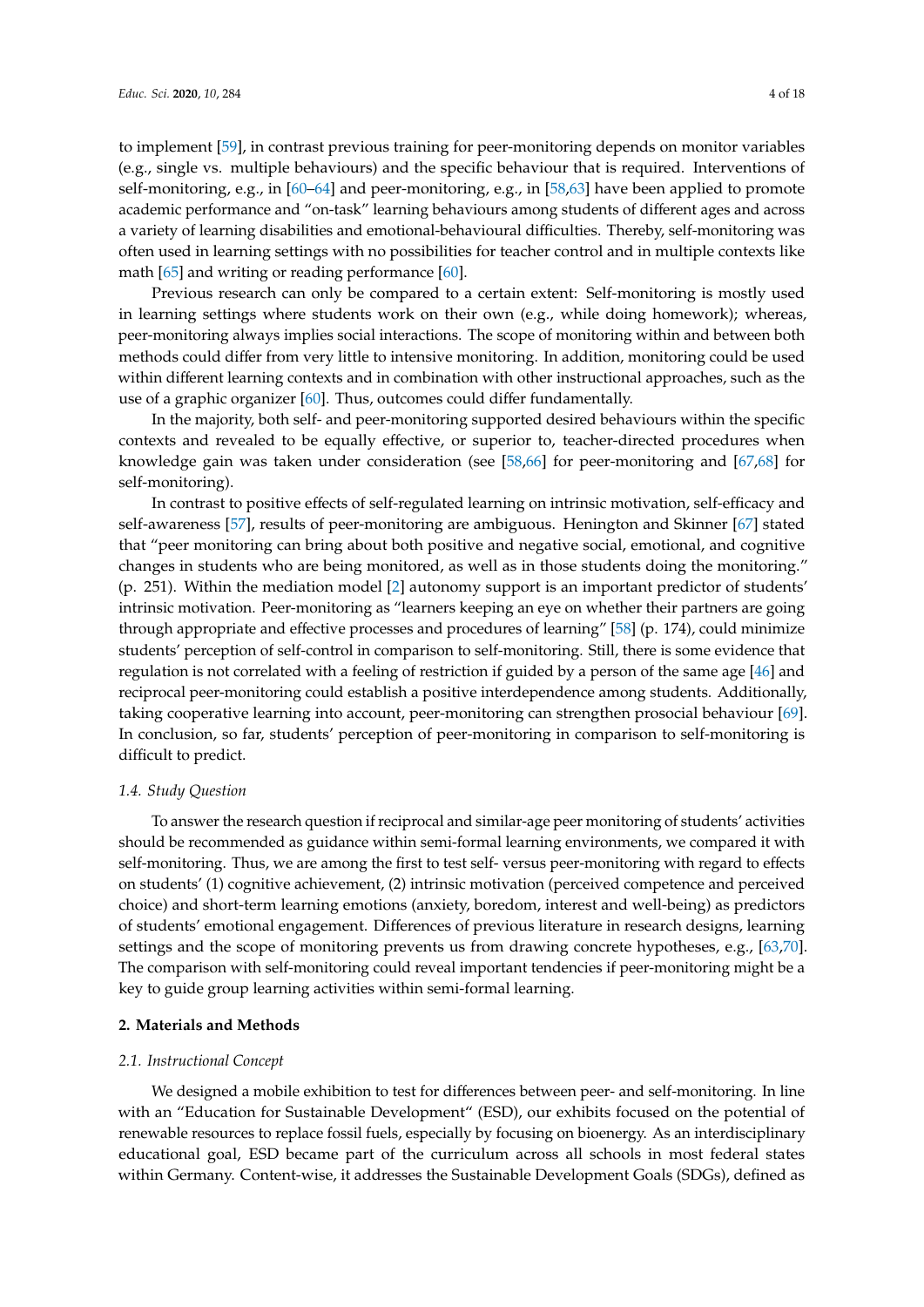to implement [59], in contrast previous training for peer-monitoring depends on monitor variables (e.g., single vs. multiple behaviours) and the specific behaviour that is required. Interventions of self-monitoring, e.g., in [60–64] and peer-monitoring, e.g., in [58,63] have been applied to promote academic performance and "on-task" learning behaviours among students of different ages and across a variety of learning disabilities and emotional-behavioural difficulties. Thereby, self-monitoring was often used in learning settings with no possibilities for teacher control and in multiple contexts like math [65] and writing or reading performance [60].

Previous research can only be compared to a certain extent: Self-monitoring is mostly used in learning settings where students work on their own (e.g., while doing homework); whereas, peer-monitoring always implies social interactions. The scope of monitoring within and between both methods could differ from very little to intensive monitoring. In addition, monitoring could be used within different learning contexts and in combination with other instructional approaches, such as the use of a graphic organizer [60]. Thus, outcomes could differ fundamentally.

In the majority, both self- and peer-monitoring supported desired behaviours within the specific contexts and revealed to be equally effective, or superior to, teacher-directed procedures when knowledge gain was taken under consideration (see [58,66] for peer-monitoring and [67,68] for self-monitoring).

In contrast to positive effects of self-regulated learning on intrinsic motivation, self-efficacy and self-awareness [57], results of peer-monitoring are ambiguous. Henington and Skinner [67] stated that "peer monitoring can bring about both positive and negative social, emotional, and cognitive changes in students who are being monitored, as well as in those students doing the monitoring." (p. 251). Within the mediation model [2] autonomy support is an important predictor of students' intrinsic motivation. Peer-monitoring as "learners keeping an eye on whether their partners are going through appropriate and effective processes and procedures of learning" [58] (p. 174), could minimize students' perception of self-control in comparison to self-monitoring. Still, there is some evidence that regulation is not correlated with a feeling of restriction if guided by a person of the same age [46] and reciprocal peer-monitoring could establish a positive interdependence among students. Additionally, taking cooperative learning into account, peer-monitoring can strengthen prosocial behaviour [69]. In conclusion, so far, students' perception of peer-monitoring in comparison to self-monitoring is difficult to predict.

### *1.4. Study Question*

To answer the research question if reciprocal and similar-age peer monitoring of students' activities should be recommended as guidance within semi-formal learning environments, we compared it with self-monitoring. Thus, we are among the first to test self- versus peer-monitoring with regard to effects on students' (1) cognitive achievement, (2) intrinsic motivation (perceived competence and perceived choice) and short-term learning emotions (anxiety, boredom, interest and well-being) as predictors of students' emotional engagement. Differences of previous literature in research designs, learning settings and the scope of monitoring prevents us from drawing concrete hypotheses, e.g., [63,70]. The comparison with self-monitoring could reveal important tendencies if peer-monitoring might be a key to guide group learning activities within semi-formal learning.

## **2. Materials and Methods**

### *2.1. Instructional Concept*

We designed a mobile exhibition to test for differences between peer- and self-monitoring. In line with an "Education for Sustainable Development" (ESD), our exhibits focused on the potential of renewable resources to replace fossil fuels, especially by focusing on bioenergy. As an interdisciplinary educational goal, ESD became part of the curriculum across all schools in most federal states within Germany. Content-wise, it addresses the Sustainable Development Goals (SDGs), defined as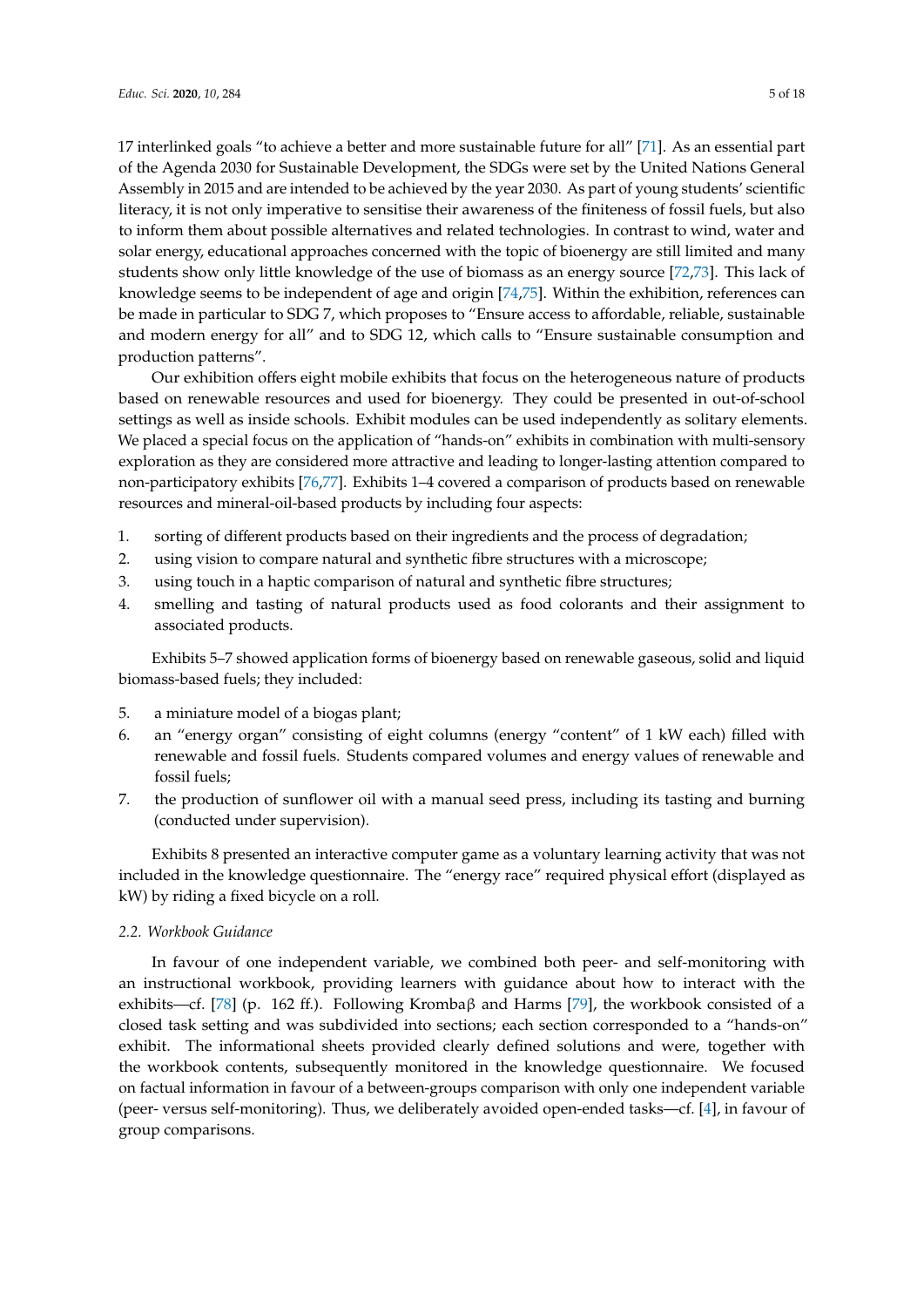17 interlinked goals "to achieve a better and more sustainable future for all" [71]. As an essential part of the Agenda 2030 for Sustainable Development, the SDGs were set by the United Nations General Assembly in 2015 and are intended to be achieved by the year 2030. As part of young students' scientific literacy, it is not only imperative to sensitise their awareness of the finiteness of fossil fuels, but also to inform them about possible alternatives and related technologies. In contrast to wind, water and solar energy, educational approaches concerned with the topic of bioenergy are still limited and many students show only little knowledge of the use of biomass as an energy source [72,73]. This lack of knowledge seems to be independent of age and origin [74,75]. Within the exhibition, references can be made in particular to SDG 7, which proposes to "Ensure access to affordable, reliable, sustainable and modern energy for all" and to SDG 12, which calls to "Ensure sustainable consumption and production patterns".

Our exhibition offers eight mobile exhibits that focus on the heterogeneous nature of products based on renewable resources and used for bioenergy. They could be presented in out-of-school settings as well as inside schools. Exhibit modules can be used independently as solitary elements. We placed a special focus on the application of "hands-on" exhibits in combination with multi-sensory exploration as they are considered more attractive and leading to longer-lasting attention compared to non-participatory exhibits [76,77]. Exhibits 1–4 covered a comparison of products based on renewable resources and mineral-oil-based products by including four aspects:

1. sorting of different products based on their ingredients and the process of degradation;
2. using vision to compare natural and synthetic fibre structures with a microscope;
3. using touch in a haptic comparison of natural and synthetic fibre structures;
4. smelling and tasting of natural products used as food colorants and their assignment to associated products.

Exhibits 5–7 showed application forms of bioenergy based on renewable gaseous, solid and liquid biomass-based fuels; they included:

5. a miniature model of a biogas plant;
6. an "energy organ" consisting of eight columns (energy "content" of 1 kW each) filled with renewable and fossil fuels. Students compared volumes and energy values of renewable and fossil fuels;
7. the production of sunflower oil with a manual seed press, including its tasting and burning (conducted under supervision).

Exhibits 8 presented an interactive computer game as a voluntary learning activity that was not included in the knowledge questionnaire. The "energy race" required physical effort (displayed as kW) by riding a fixed bicycle on a roll.

### 2.2. Workbook Guidance

In favour of one independent variable, we combined both peer- and self-monitoring with an instructional workbook, providing learners with guidance about how to interact with the exhibits—cf. [78] (p. 162 ff.). Following Krombaβ and Harms [79], the workbook consisted of a closed task setting and was subdivided into sections; each section corresponded to a "hands-on" exhibit. The informational sheets provided clearly defined solutions and were, together with the workbook contents, subsequently monitored in the knowledge questionnaire. We focused on factual information in favour of a between-groups comparison with only one independent variable (peer- versus self-monitoring). Thus, we deliberately avoided open-ended tasks—cf. [4], in favour of group comparisons.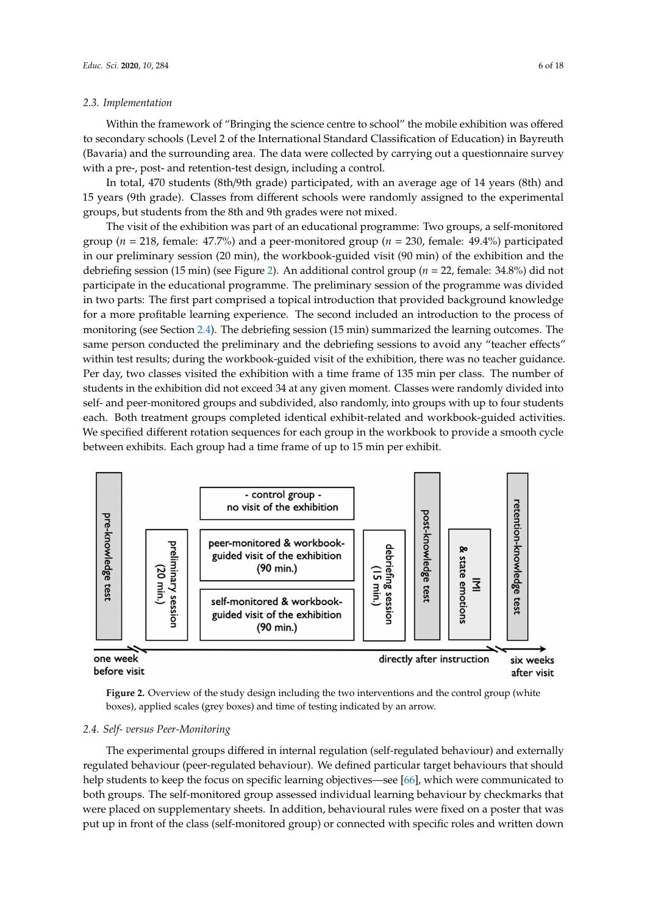### 2.3. Implementation

Within the framework of "Bringing the science centre to school" the mobile exhibition was offered to secondary schools (Level 2 of the International Standard Classification of Education) in Bayreuth (Bavaria) and the surrounding area. The data were collected by carrying out a questionnaire survey with a pre-, post- and retention-test design, including a control.

In total, 470 students (8th/9th grade) participated, with an average age of 14 years (8th) and 15 years (9th grade). Classes from different schools were randomly assigned to the experimental groups, but students from the 8th and 9th grades were not mixed.

The visit of the exhibition was part of an educational programme: Two groups, a self-monitored group ($n = 218$, female: 47.7%) and a peer-monitored group ($n = 230$, female: 49.4%) participated in our preliminary session (20 min), the workbook-guided visit (90 min) of the exhibition and the debriefing session (15 min) (see Figure 2). An additional control group ($n = 22$, female: 34.8%) did not participate in the educational programme. The preliminary session of the programme was divided in two parts: The first part comprised a topical introduction that provided background knowledge for a more profitable learning experience. The second included an introduction to the process of monitoring (see Section 2.4). The debriefing session (15 min) summarized the learning outcomes. The same person conducted the preliminary and the debriefing sessions to avoid any "teacher effects" within test results; during the workbook-guided visit of the exhibition, there was no teacher guidance. Per day, two classes visited the exhibition with a time frame of 135 min per class. The number of students in the exhibition did not exceed 34 at any given moment. Classes were randomly divided into self- and peer-monitored groups and subdivided, also randomly, into groups with up to four students each. Both treatment groups completed identical exhibit-related and workbook-guided activities. We specified different rotation sequences for each group in the workbook to provide a smooth cycle between exhibits. Each group had a time frame of up to 15 min per exhibit.

**Figure 2.** Overview of the study design including the two interventions and the control group (white boxes), applied scales (grey boxes) and time of testing indicated by an arrow.

### 2.4. Self- versus Peer-Monitoring

The experimental groups differed in internal regulation (self-regulated behaviour) and externally regulated behaviour (peer-regulated behaviour). We defined particular target behaviours that should help students to keep the focus on specific learning objectives—see [66], which were communicated to both groups. The self-monitored group assessed individual learning behaviour by checkmarks that were placed on supplementary sheets. In addition, behavioural rules were fixed on a poster that was put up in front of the class (self-monitored group) or connected with specific roles and written down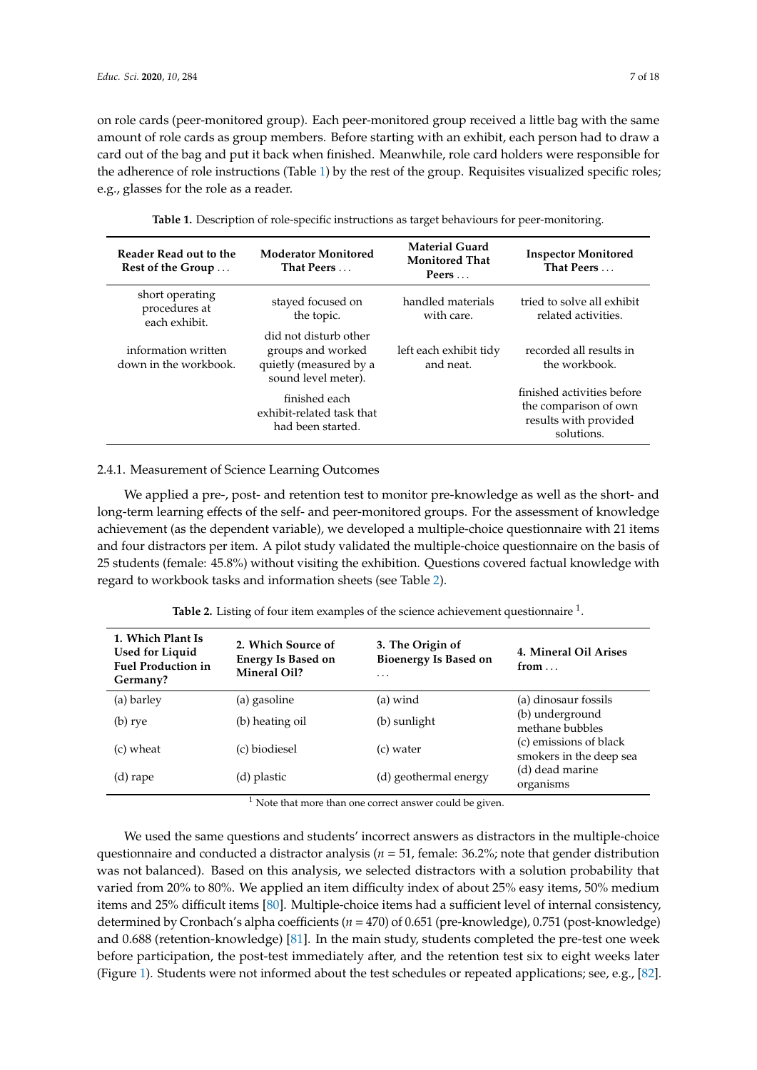on role cards (peer-monitored group). Each peer-monitored group received a little bag with the same amount of role cards as group members. Before starting with an exhibit, each person had to draw a card out of the bag and put it back when finished. Meanwhile, role card holders were responsible for the adherence of role instructions (Table 1) by the rest of the group. Requisites visualized specific roles; e.g., glasses for the role as a reader.

**Table 1.** Description of role-specific instructions as target behaviours for peer-monitoring.

| Reader Read out to the Rest of the Group ... | Moderator Monitored That Peers ... | Material Guard Monitored That Peers ... | Inspector Monitored That Peers ... |
|---|---|---|---|
| short operating procedures at each exhibit. | stayed focused on the topic. | handled materials with care. | tried to solve all exhibit related activities. |
| information written down in the workbook. | did not disturb other groups and worked quietly (measured by a sound level meter). | left each exhibit tidy and neat. | recorded all results in the workbook. |
| | finished each exhibit-related task that had been started. | | finished activities before the comparison of own results with provided solutions. |

2.4.1. Measurement of Science Learning Outcomes

We applied a pre-, post- and retention test to monitor pre-knowledge as well as the short- and long-term learning effects of the self- and peer-monitored groups. For the assessment of knowledge achievement (as the dependent variable), we developed a multiple-choice questionnaire with 21 items and four distractors per item. A pilot study validated the multiple-choice questionnaire on the basis of 25 students (female: 45.8%) without visiting the exhibition. Questions covered factual knowledge with regard to workbook tasks and information sheets (see Table 2).

**Table 2.** Listing of four item examples of the science achievement questionnaire [1].

| 1. Which Plant Is Used for Liquid Fuel Production in Germany? | 2. Which Source of Energy Is Based on Mineral Oil? | 3. The Origin of Bioenergy Is Based on ... | 4. Mineral Oil Arises from ... |
|---|---|---|---|
| (a) barley | (a) gasoline | (a) wind | (a) dinosaur fossils |
| (b) rye | (b) heating oil | (b) sunlight | (b) underground methane bubbles |
| (c) wheat | (c) biodiesel | (c) water | (c) emissions of black smokers in the deep sea |
| (d) rape | (d) plastic | (d) geothermal energy | (d) dead marine organisms |

[1] Note that more than one correct answer could be given.

We used the same questions and students' incorrect answers as distractors in the multiple-choice questionnaire and conducted a distractor analysis ($n$ = 51, female: 36.2%; note that gender distribution was not balanced). Based on this analysis, we selected distractors with a solution probability that varied from 20% to 80%. We applied an item difficulty index of about 25% easy items, 50% medium items and 25% difficult items [80]. Multiple-choice items had a sufficient level of internal consistency, determined by Cronbach's alpha coefficients ($n$ = 470) of 0.651 (pre-knowledge), 0.751 (post-knowledge) and 0.688 (retention-knowledge) [81]. In the main study, students completed the pre-test one week before participation, the post-test immediately after, and the retention test six to eight weeks later (Figure 1). Students were not informed about the test schedules or repeated applications; see, e.g., [82].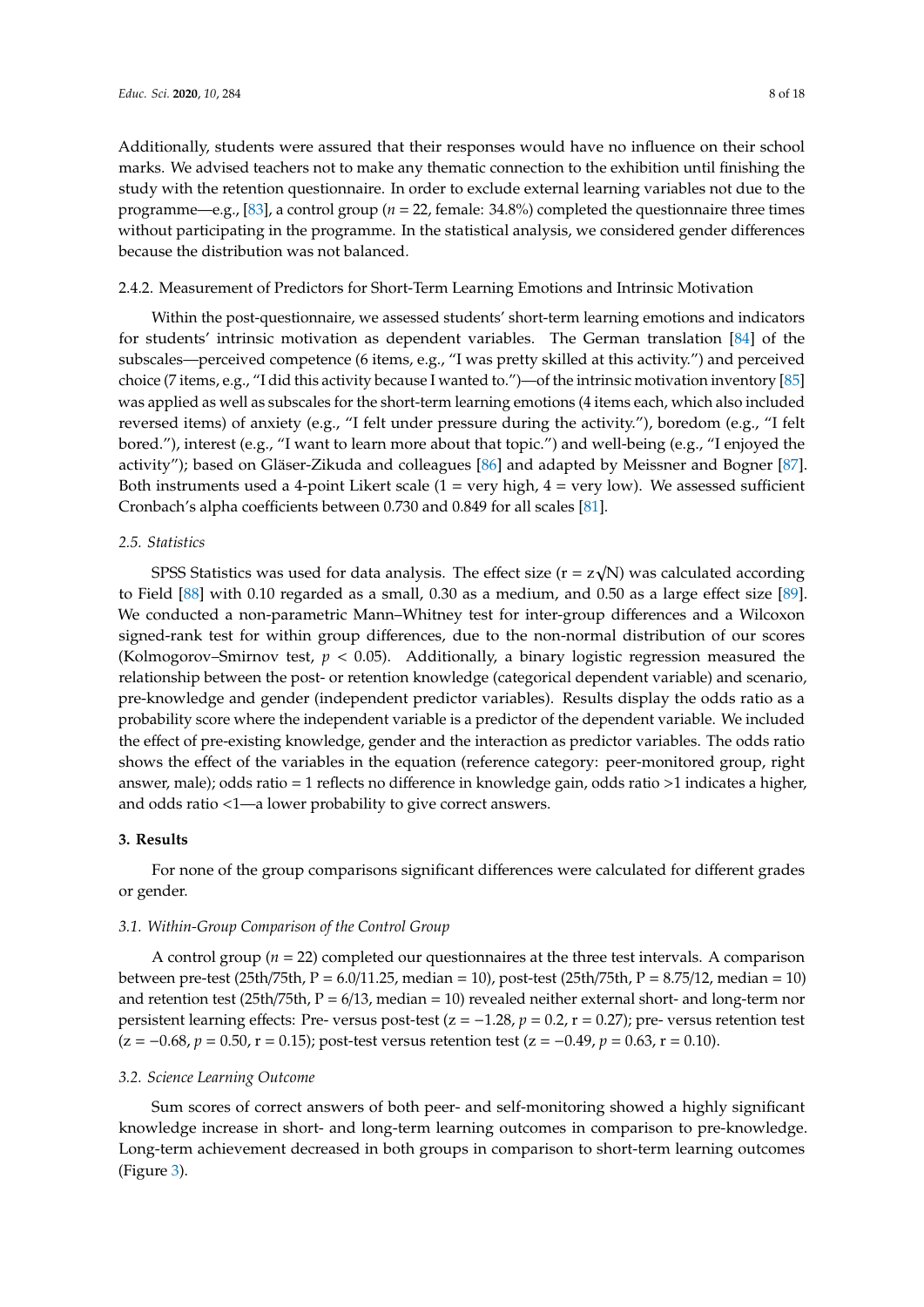Additionally, students were assured that their responses would have no influence on their school marks. We advised teachers not to make any thematic connection to the exhibition until finishing the study with the retention questionnaire. In order to exclude external learning variables not due to the programme—e.g., [83], a control group ($n$ = 22, female: 34.8%) completed the questionnaire three times without participating in the programme. In the statistical analysis, we considered gender differences because the distribution was not balanced.

#### 2.4.2. Measurement of Predictors for Short-Term Learning Emotions and Intrinsic Motivation

Within the post-questionnaire, we assessed students' short-term learning emotions and indicators for students' intrinsic motivation as dependent variables. The German translation [84] of the subscales—perceived competence (6 items, e.g., "I was pretty skilled at this activity.") and perceived choice (7 items, e.g., "I did this activity because I wanted to.")—of the intrinsic motivation inventory [85] was applied as well as subscales for the short-term learning emotions (4 items each, which also included reversed items) of anxiety (e.g., "I felt under pressure during the activity."), boredom (e.g., "I felt bored."), interest (e.g., "I want to learn more about that topic.") and well-being (e.g., "I enjoyed the activity"); based on Gläser-Zikuda and colleagues [86] and adapted by Meissner and Bogner [87]. Both instruments used a 4-point Likert scale (1 = very high, 4 = very low). We assessed sufficient Cronbach's alpha coefficients between 0.730 and 0.849 for all scales [81].

### 2.5. Statistics

SPSS Statistics was used for data analysis. The effect size ($r = z\sqrt{N}$) was calculated according to Field [88] with 0.10 regarded as a small, 0.30 as a medium, and 0.50 as a large effect size [89]. We conducted a non-parametric Mann–Whitney test for inter-group differences and a Wilcoxon signed-rank test for within group differences, due to the non-normal distribution of our scores (Kolmogorov–Smirnov test, $p < 0.05$). Additionally, a binary logistic regression measured the relationship between the post- or retention knowledge (categorical dependent variable) and scenario, pre-knowledge and gender (independent predictor variables). Results display the odds ratio as a probability score where the independent variable is a predictor of the dependent variable. We included the effect of pre-existing knowledge, gender and the interaction as predictor variables. The odds ratio shows the effect of the variables in the equation (reference category: peer-monitored group, right answer, male); odds ratio = 1 reflects no difference in knowledge gain, odds ratio >1 indicates a higher, and odds ratio <1—a lower probability to give correct answers.

## 3. Results

For none of the group comparisons significant differences were calculated for different grades or gender.

### 3.1. Within-Group Comparison of the Control Group

A control group ($n$ = 22) completed our questionnaires at the three test intervals. A comparison between pre-test (25th/75th, P = 6.0/11.25, median = 10), post-test (25th/75th, P = 8.75/12, median = 10) and retention test (25th/75th, P = 6/13, median = 10) revealed neither external short- and long-term nor persistent learning effects: Pre- versus post-test ($z = -1.28$, $p = 0.2$, $r = 0.27$); pre- versus retention test ($z = -0.68$, $p = 0.50$, $r = 0.15$); post-test versus retention test ($z = -0.49$, $p = 0.63$, $r = 0.10$).

### 3.2. Science Learning Outcome

Sum scores of correct answers of both peer- and self-monitoring showed a highly significant knowledge increase in short- and long-term learning outcomes in comparison to pre-knowledge. Long-term achievement decreased in both groups in comparison to short-term learning outcomes (Figure 3).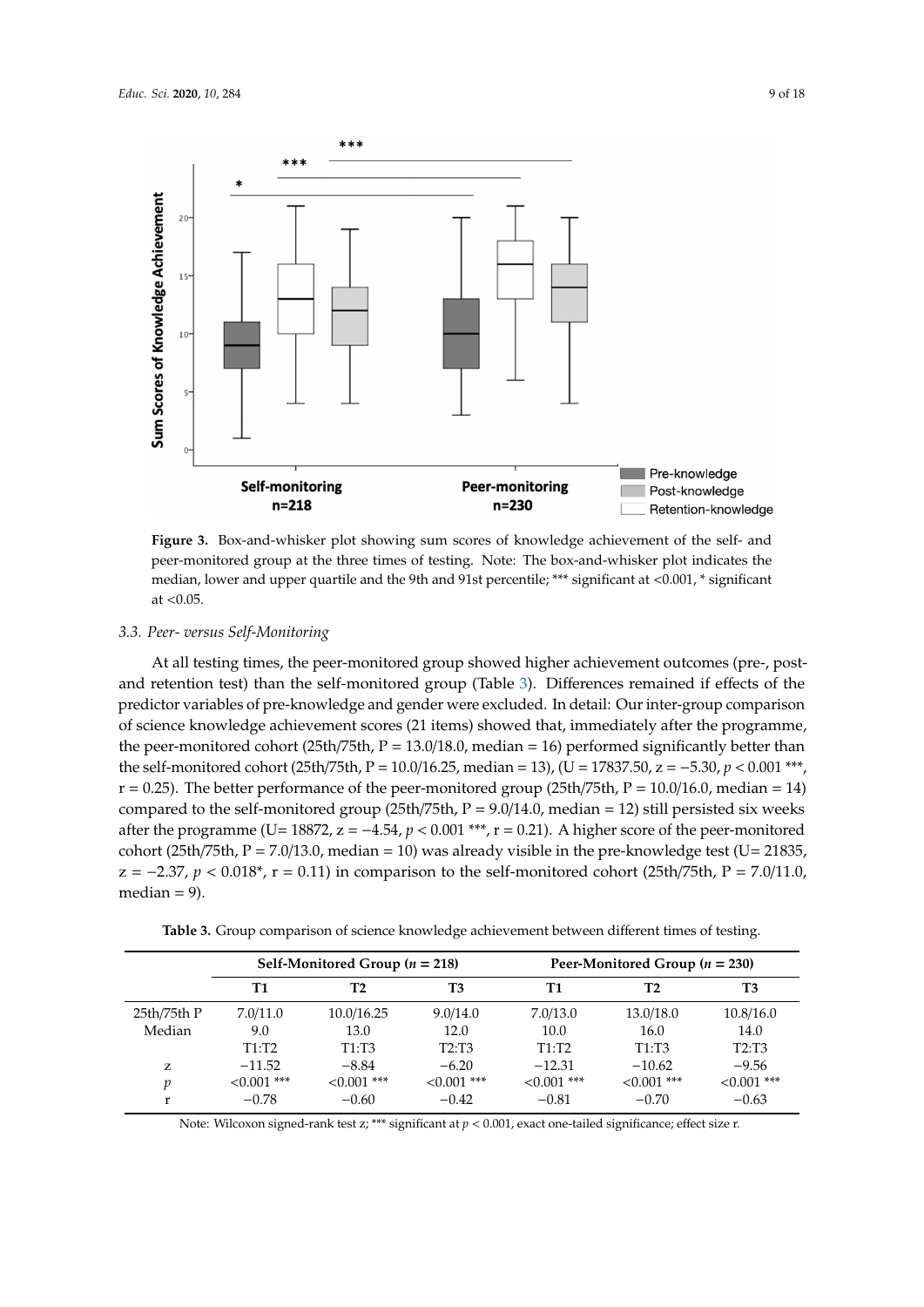**Figure 3.** Box-and-whisker plot showing sum scores of knowledge achievement of the self- and peer-monitored group at the three times of testing. Note: The box-and-whisker plot indicates the median, lower and upper quartile and the 9th and 91st percentile; *** significant at <0.001, * significant at <0.05.

### 3.3. Peer- versus Self-Monitoring

At all testing times, the peer-monitored group showed higher achievement outcomes (pre-, post- and retention test) than the self-monitored group (Table 3). Differences remained if effects of the predictor variables of pre-knowledge and gender were excluded. In detail: Our inter-group comparison of science knowledge achievement scores (21 items) showed that, immediately after the programme, the peer-monitored cohort (25th/75th, P = 13.0/18.0, median = 16) performed significantly better than the self-monitored cohort (25th/75th, P = 10.0/16.25, median = 13), (U = 17837.50, z = −5.30, $p < 0.001$ ***, r = 0.25). The better performance of the peer-monitored group (25th/75th, P = 10.0/16.0, median = 14) compared to the self-monitored group (25th/75th, P = 9.0/14.0, median = 12) still persisted six weeks after the programme (U= 18872, z = −4.54, $p < 0.001$ ***, r = 0.21). A higher score of the peer-monitored cohort (25th/75th, P = 7.0/13.0, median = 10) was already visible in the pre-knowledge test (U= 21835, z = −2.37, $p < 0.018$*, r = 0.11) in comparison to the self-monitored cohort (25th/75th, P = 7.0/11.0, median = 9).

**Table 3.** Group comparison of science knowledge achievement between different times of testing.

| | Self-Monitored Group ($n$ = 218) | | | Peer-Monitored Group ($n$ = 230) | | |
|---|---|---|---|---|---|---|
| | **T1** | **T2** | **T3** | **T1** | **T2** | **T3** |
| 25th/75th P | 7.0/11.0 | 10.0/16.25 | 9.0/14.0 | 7.0/13.0 | 13.0/18.0 | 10.8/16.0 |
| Median | 9.0 | 13.0 | 12.0 | 10.0 | 16.0 | 14.0 |
| | T1:T2 | T1:T3 | T2:T3 | T1:T2 | T1:T3 | T2:T3 |
| z | −11.52 | −8.84 | −6.20 | −12.31 | −10.62 | −9.56 |
| $p$ | <0.001 *** | <0.001 *** | <0.001 *** | <0.001 *** | <0.001 *** | <0.001 *** |
| r | −0.78 | −0.60 | −0.42 | −0.81 | −0.70 | −0.63 |

Note: Wilcoxon signed-rank test z; *** significant at $p < 0.001$, exact one-tailed significance; effect size r.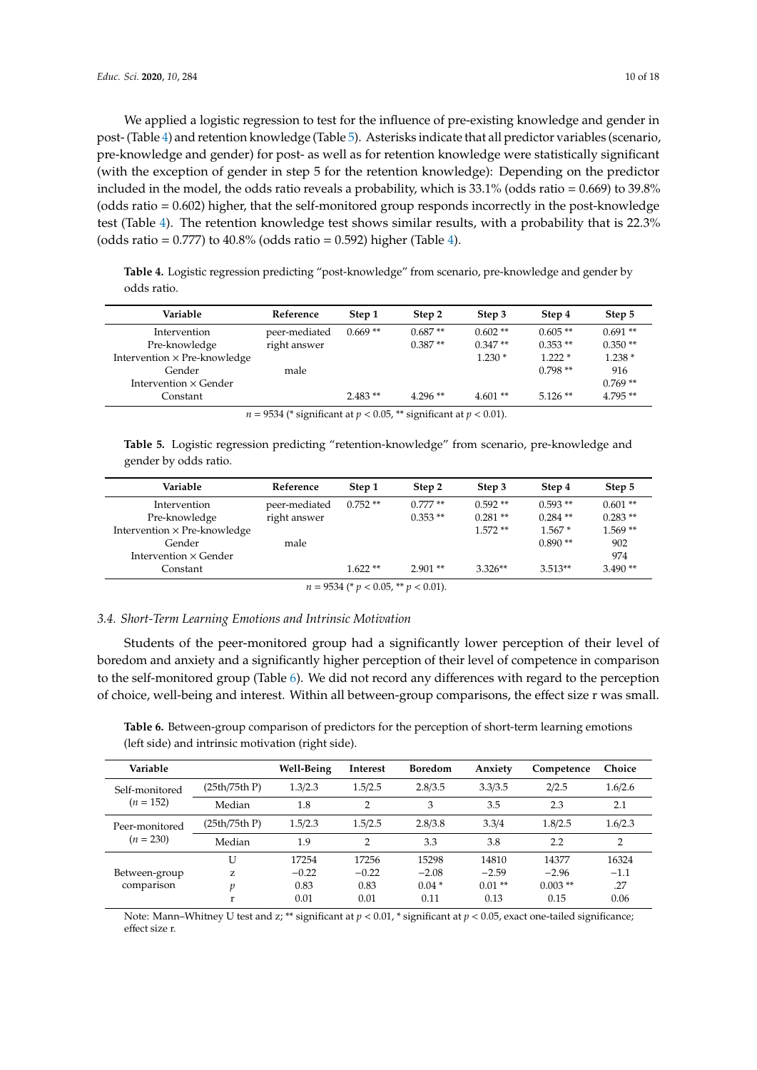We applied a logistic regression to test for the influence of pre-existing knowledge and gender in post- (Table 4) and retention knowledge (Table 5). Asterisks indicate that all predictor variables (scenario, pre-knowledge and gender) for post- as well as for retention knowledge were statistically significant (with the exception of gender in step 5 for the retention knowledge): Depending on the predictor included in the model, the odds ratio reveals a probability, which is 33.1% (odds ratio = 0.669) to 39.8% (odds ratio = 0.602) higher, that the self-monitored group responds incorrectly in the post-knowledge test (Table 4). The retention knowledge test shows similar results, with a probability that is 22.3% (odds ratio = 0.777) to 40.8% (odds ratio = 0.592) higher (Table 4).

**Table 4.** Logistic regression predicting "post-knowledge" from scenario, pre-knowledge and gender by odds ratio.

| Variable | Reference | Step 1 | Step 2 | Step 3 | Step 4 | Step 5 |
|---|---|---|---|---|---|---|
| Intervention | peer-mediated | 0.669 ** | 0.687 ** | 0.602 ** | 0.605 ** | 0.691 ** |
| Pre-knowledge | right answer | | 0.387 ** | 0.347 ** | 0.353 ** | 0.350 ** |
| Intervention × Pre-knowledge | | | | 1.230 * | 1.222 * | 1.238 * |
| Gender | male | | | | 0.798 ** | 916 |
| Intervention × Gender | | | | | | 0.769 ** |
| Constant | | 2.483 ** | 4.296 ** | 4.601 ** | 5.126 ** | 4.795 ** |

$n = 9534$ (* significant at $p < 0.05$, ** significant at $p < 0.01$).

**Table 5.** Logistic regression predicting "retention-knowledge" from scenario, pre-knowledge and gender by odds ratio.

| Variable | Reference | Step 1 | Step 2 | Step 3 | Step 4 | Step 5 |
|---|---|---|---|---|---|---|
| Intervention | peer-mediated | 0.752 ** | 0.777 ** | 0.592 ** | 0.593 ** | 0.601 ** |
| Pre-knowledge | right answer | | 0.353 ** | 0.281 ** | 0.284 ** | 0.283 ** |
| Intervention × Pre-knowledge | | | | 1.572 ** | 1.567 * | 1.569 ** |
| Gender | male | | | | 0.890 ** | 902 |
| Intervention × Gender | | | | | | 974 |
| Constant | | 1.622 ** | 2.901 ** | 3.326** | 3.513** | 3.490 ** |

$n = 9534$ (* $p < 0.05$, ** $p < 0.01$).

### 3.4. Short-Term Learning Emotions and Intrinsic Motivation

Students of the peer-monitored group had a significantly lower perception of their level of boredom and anxiety and a significantly higher perception of their level of competence in comparison to the self-monitored group (Table 6). We did not record any differences with regard to the perception of choice, well-being and interest. Within all between-group comparisons, the effect size r was small.

**Table 6.** Between-group comparison of predictors for the perception of short-term learning emotions (left side) and intrinsic motivation (right side).

| Variable | | Well-Being | Interest | Boredom | Anxiety | Competence | Choice |
|---|---|---|---|---|---|---|---|
| Self-monitored ($n = 152$) | (25th/75th P) | 1.3/2.3 | 1.5/2.5 | 2.8/3.5 | 3.3/3.5 | 2/2.5 | 1.6/2.6 |
| | Median | 1.8 | 2 | 3 | 3.5 | 2.3 | 2.1 |
| Peer-monitored ($n = 230$) | (25th/75th P) | 1.5/2.3 | 1.5/2.5 | 2.8/3.8 | 3.3/4 | 1.8/2.5 | 1.6/2.3 |
| | Median | 1.9 | 2 | 3.3 | 3.8 | 2.2 | 2 |
| Between-group comparison | U | 17254 | 17256 | 15298 | 14810 | 14377 | 16324 |
| | z | −0.22 | −0.22 | −2.08 | −2.59 | −2.96 | −1.1 |
| | $p$ | 0.83 | 0.83 | 0.04 * | 0.01 ** | 0.003 ** | .27 |
| | r | 0.01 | 0.01 | 0.11 | 0.13 | 0.15 | 0.06 |

Note: Mann–Whitney U test and z; ** significant at $p < 0.01$, * significant at $p < 0.05$, exact one-tailed significance; effect size r.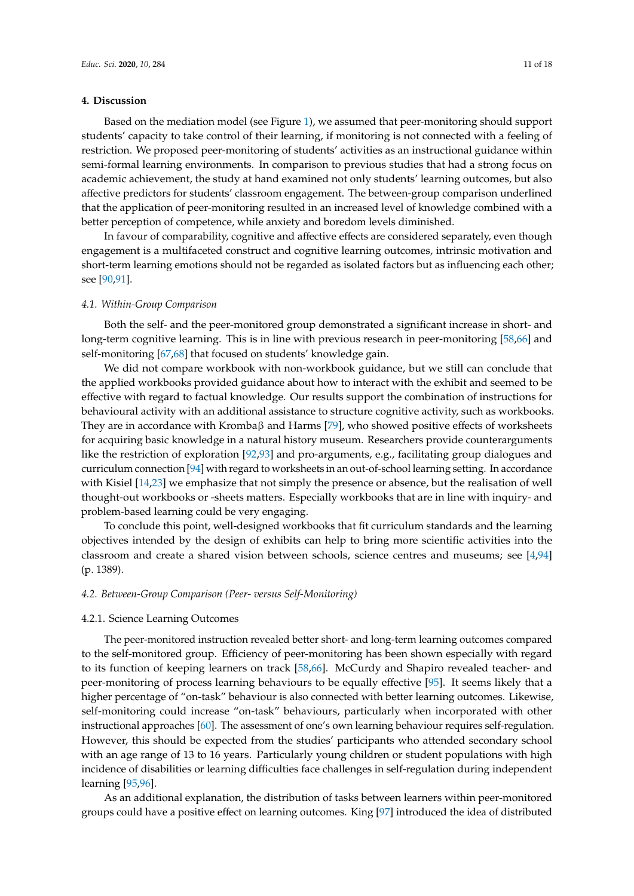## 4. Discussion

Based on the mediation model (see Figure 1), we assumed that peer-monitoring should support students' capacity to take control of their learning, if monitoring is not connected with a feeling of restriction. We proposed peer-monitoring of students' activities as an instructional guidance within semi-formal learning environments. In comparison to previous studies that had a strong focus on academic achievement, the study at hand examined not only students' learning outcomes, but also affective predictors for students' classroom engagement. The between-group comparison underlined that the application of peer-monitoring resulted in an increased level of knowledge combined with a better perception of competence, while anxiety and boredom levels diminished.

In favour of comparability, cognitive and affective effects are considered separately, even though engagement is a multifaceted construct and cognitive learning outcomes, intrinsic motivation and short-term learning emotions should not be regarded as isolated factors but as influencing each other; see [90,91].

### *4.1. Within-Group Comparison*

Both the self- and the peer-monitored group demonstrated a significant increase in short- and long-term cognitive learning. This is in line with previous research in peer-monitoring [58,66] and self-monitoring [67,68] that focused on students' knowledge gain.

We did not compare workbook with non-workbook guidance, but we still can conclude that the applied workbooks provided guidance about how to interact with the exhibit and seemed to be effective with regard to factual knowledge. Our results support the combination of instructions for behavioural activity with an additional assistance to structure cognitive activity, such as workbooks. They are in accordance with Krombaβ and Harms [79], who showed positive effects of worksheets for acquiring basic knowledge in a natural history museum. Researchers provide counterarguments like the restriction of exploration [92,93] and pro-arguments, e.g., facilitating group dialogues and curriculum connection [94] with regard to worksheets in an out-of-school learning setting. In accordance with Kisiel [14,23] we emphasize that not simply the presence or absence, but the realisation of well thought-out workbooks or -sheets matters. Especially workbooks that are in line with inquiry- and problem-based learning could be very engaging.

To conclude this point, well-designed workbooks that fit curriculum standards and the learning objectives intended by the design of exhibits can help to bring more scientific activities into the classroom and create a shared vision between schools, science centres and museums; see [4,94] (p. 1389).

### *4.2. Between-Group Comparison (Peer- versus Self-Monitoring)*

#### 4.2.1. Science Learning Outcomes

The peer-monitored instruction revealed better short- and long-term learning outcomes compared to the self-monitored group. Efficiency of peer-monitoring has been shown especially with regard to its function of keeping learners on track [58,66]. McCurdy and Shapiro revealed teacher- and peer-monitoring of process learning behaviours to be equally effective [95]. It seems likely that a higher percentage of "on-task" behaviour is also connected with better learning outcomes. Likewise, self-monitoring could increase "on-task" behaviours, particularly when incorporated with other instructional approaches [60]. The assessment of one's own learning behaviour requires self-regulation. However, this should be expected from the studies' participants who attended secondary school with an age range of 13 to 16 years. Particularly young children or student populations with high incidence of disabilities or learning difficulties face challenges in self-regulation during independent learning [95,96].

As an additional explanation, the distribution of tasks between learners within peer-monitored groups could have a positive effect on learning outcomes. King [97] introduced the idea of distributed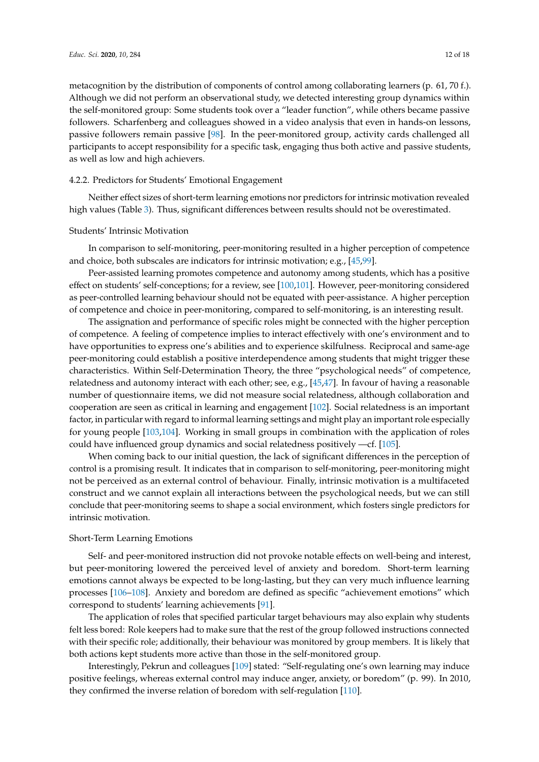metacognition by the distribution of components of control among collaborating learners (p. 61, 70 f.). Although we did not perform an observational study, we detected interesting group dynamics within the self-monitored group: Some students took over a "leader function", while others became passive followers. Scharfenberg and colleagues showed in a video analysis that even in hands-on lessons, passive followers remain passive [98]. In the peer-monitored group, activity cards challenged all participants to accept responsibility for a specific task, engaging thus both active and passive students, as well as low and high achievers.

#### 4.2.2. Predictors for Students' Emotional Engagement

Neither effect sizes of short-term learning emotions nor predictors for intrinsic motivation revealed high values (Table 3). Thus, significant differences between results should not be overestimated.

##### Students' Intrinsic Motivation

In comparison to self-monitoring, peer-monitoring resulted in a higher perception of competence and choice, both subscales are indicators for intrinsic motivation; e.g., [45,99].

Peer-assisted learning promotes competence and autonomy among students, which has a positive effect on students' self-conceptions; for a review, see [100,101]. However, peer-monitoring considered as peer-controlled learning behaviour should not be equated with peer-assistance. A higher perception of competence and choice in peer-monitoring, compared to self-monitoring, is an interesting result.

The assignation and performance of specific roles might be connected with the higher perception of competence. A feeling of competence implies to interact effectively with one's environment and to have opportunities to express one's abilities and to experience skilfulness. Reciprocal and same-age peer-monitoring could establish a positive interdependence among students that might trigger these characteristics. Within Self-Determination Theory, the three "psychological needs" of competence, relatedness and autonomy interact with each other; see, e.g., [45,47]. In favour of having a reasonable number of questionnaire items, we did not measure social relatedness, although collaboration and cooperation are seen as critical in learning and engagement [102]. Social relatedness is an important factor, in particular with regard to informal learning settings and might play an important role especially for young people [103,104]. Working in small groups in combination with the application of roles could have influenced group dynamics and social relatedness positively —cf. [105].

When coming back to our initial question, the lack of significant differences in the perception of control is a promising result. It indicates that in comparison to self-monitoring, peer-monitoring might not be perceived as an external control of behaviour. Finally, intrinsic motivation is a multifaceted construct and we cannot explain all interactions between the psychological needs, but we can still conclude that peer-monitoring seems to shape a social environment, which fosters single predictors for intrinsic motivation.

##### Short-Term Learning Emotions

Self- and peer-monitored instruction did not provoke notable effects on well-being and interest, but peer-monitoring lowered the perceived level of anxiety and boredom. Short-term learning emotions cannot always be expected to be long-lasting, but they can very much influence learning processes [106–108]. Anxiety and boredom are defined as specific "achievement emotions" which correspond to students' learning achievements [91].

The application of roles that specified particular target behaviours may also explain why students felt less bored: Role keepers had to make sure that the rest of the group followed instructions connected with their specific role; additionally, their behaviour was monitored by group members. It is likely that both actions kept students more active than those in the self-monitored group.

Interestingly, Pekrun and colleagues [109] stated: "Self-regulating one's own learning may induce positive feelings, whereas external control may induce anger, anxiety, or boredom" (p. 99). In 2010, they confirmed the inverse relation of boredom with self-regulation [110].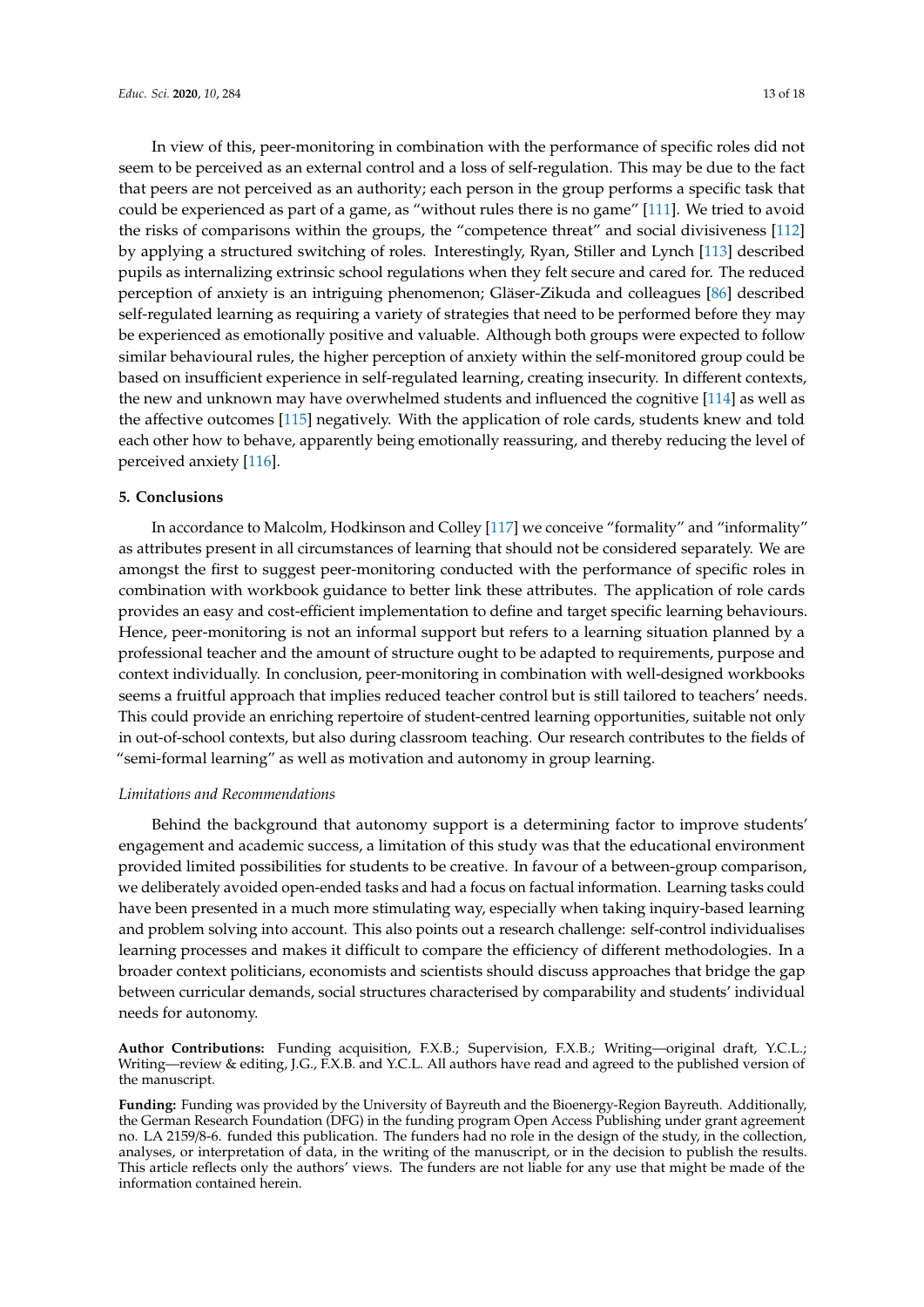In view of this, peer-monitoring in combination with the performance of specific roles did not seem to be perceived as an external control and a loss of self-regulation. This may be due to the fact that peers are not perceived as an authority; each person in the group performs a specific task that could be experienced as part of a game, as "without rules there is no game" [111]. We tried to avoid the risks of comparisons within the groups, the "competence threat" and social divisiveness [112] by applying a structured switching of roles. Interestingly, Ryan, Stiller and Lynch [113] described pupils as internalizing extrinsic school regulations when they felt secure and cared for. The reduced perception of anxiety is an intriguing phenomenon; Gläser-Zikuda and colleagues [86] described self-regulated learning as requiring a variety of strategies that need to be performed before they may be experienced as emotionally positive and valuable. Although both groups were expected to follow similar behavioural rules, the higher perception of anxiety within the self-monitored group could be based on insufficient experience in self-regulated learning, creating insecurity. In different contexts, the new and unknown may have overwhelmed students and influenced the cognitive [114] as well as the affective outcomes [115] negatively. With the application of role cards, students knew and told each other how to behave, apparently being emotionally reassuring, and thereby reducing the level of perceived anxiety [116].

## 5. Conclusions

In accordance to Malcolm, Hodkinson and Colley [117] we conceive "formality" and "informality" as attributes present in all circumstances of learning that should not be considered separately. We are amongst the first to suggest peer-monitoring conducted with the performance of specific roles in combination with workbook guidance to better link these attributes. The application of role cards provides an easy and cost-efficient implementation to define and target specific learning behaviours. Hence, peer-monitoring is not an informal support but refers to a learning situation planned by a professional teacher and the amount of structure ought to be adapted to requirements, purpose and context individually. In conclusion, peer-monitoring in combination with well-designed workbooks seems a fruitful approach that implies reduced teacher control but is still tailored to teachers' needs. This could provide an enriching repertoire of student-centred learning opportunities, suitable not only in out-of-school contexts, but also during classroom teaching. Our research contributes to the fields of "semi-formal learning" as well as motivation and autonomy in group learning.

### *Limitations and Recommendations*

Behind the background that autonomy support is a determining factor to improve students' engagement and academic success, a limitation of this study was that the educational environment provided limited possibilities for students to be creative. In favour of a between-group comparison, we deliberately avoided open-ended tasks and had a focus on factual information. Learning tasks could have been presented in a much more stimulating way, especially when taking inquiry-based learning and problem solving into account. This also points out a research challenge: self-control individualises learning processes and makes it difficult to compare the efficiency of different methodologies. In a broader context politicians, economists and scientists should discuss approaches that bridge the gap between curricular demands, social structures characterised by comparability and students' individual needs for autonomy.

**Author Contributions:** Funding acquisition, F.X.B.; Supervision, F.X.B.; Writing—original draft, Y.C.L.; Writing—review & editing, J.G., F.X.B. and Y.C.L. All authors have read and agreed to the published version of the manuscript.

**Funding:** Funding was provided by the University of Bayreuth and the Bioenergy-Region Bayreuth. Additionally, the German Research Foundation (DFG) in the funding program Open Access Publishing under grant agreement no. LA 2159/8-6. funded this publication. The funders had no role in the design of the study, in the collection, analyses, or interpretation of data, in the writing of the manuscript, or in the decision to publish the results. This article reflects only the authors' views. The funders are not liable for any use that might be made of the information contained herein.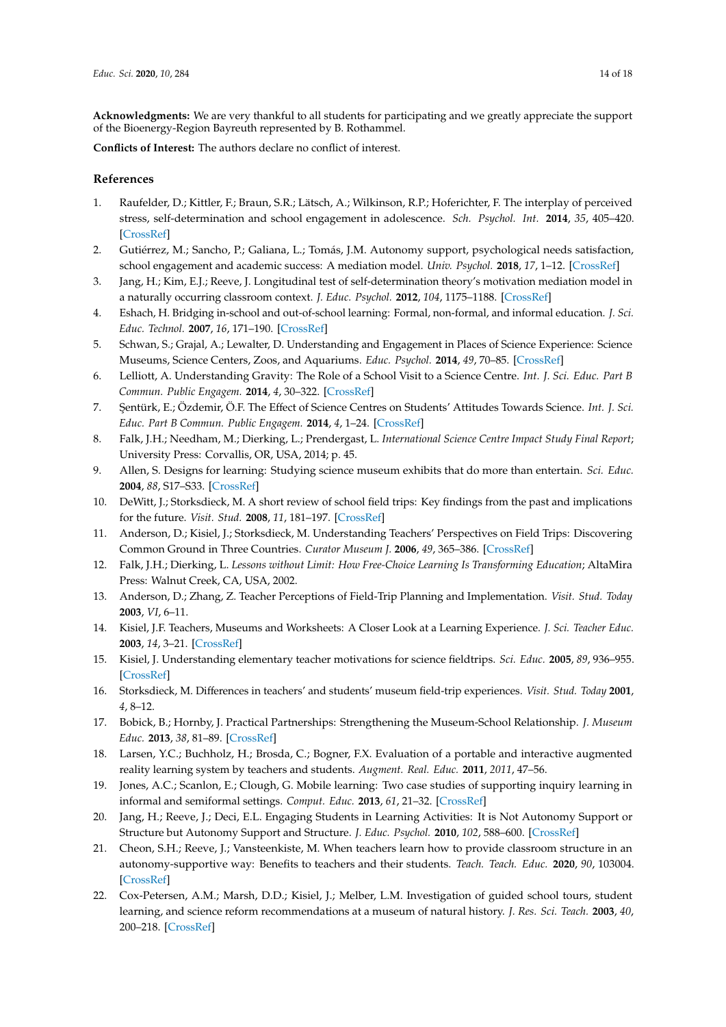**Acknowledgments:** We are very thankful to all students for participating and we greatly appreciate the support of the Bioenergy-Region Bayreuth represented by B. Rothammel.

**Conflicts of Interest:** The authors declare no conflict of interest.

## References

1. Raufelder, D.; Kittler, F.; Braun, S.R.; Lätsch, A.; Wilkinson, R.P.; Hoferichter, F. The interplay of perceived stress, self-determination and school engagement in adolescence. *Sch. Psychol. Int.* **2014**, *35*, 405–420. [CrossRef]
2. Gutiérrez, M.; Sancho, P.; Galiana, L.; Tomás, J.M. Autonomy support, psychological needs satisfaction, school engagement and academic success: A mediation model. *Univ. Psychol.* **2018**, *17*, 1–12. [CrossRef]
3. Jang, H.; Kim, E.J.; Reeve, J. Longitudinal test of self-determination theory's motivation mediation model in a naturally occurring classroom context. *J. Educ. Psychol.* **2012**, *104*, 1175–1188. [CrossRef]
4. Eshach, H. Bridging in-school and out-of-school learning: Formal, non-formal, and informal education. *J. Sci. Educ. Technol.* **2007**, *16*, 171–190. [CrossRef]
5. Schwan, S.; Grajal, A.; Lewalter, D. Understanding and Engagement in Places of Science Experience: Science Museums, Science Centers, Zoos, and Aquariums. *Educ. Psychol.* **2014**, *49*, 70–85. [CrossRef]
6. Lelliott, A. Understanding Gravity: The Role of a School Visit to a Science Centre. *Int. J. Sci. Educ. Part B Commun. Public Engagem.* **2014**, *4*, 30–322. [CrossRef]
7. Şentürk, E.; Özdemir, Ö.F. The Effect of Science Centres on Students' Attitudes Towards Science. *Int. J. Sci. Educ. Part B Commun. Public Engagem.* **2014**, *4*, 1–24. [CrossRef]
8. Falk, J.H.; Needham, M.; Dierking, L.; Prendergast, L. *International Science Centre Impact Study Final Report*; University Press: Corvallis, OR, USA, 2014; p. 45.
9. Allen, S. Designs for learning: Studying science museum exhibits that do more than entertain. *Sci. Educ.* **2004**, *88*, S17–S33. [CrossRef]
10. DeWitt, J.; Storksdieck, M. A short review of school field trips: Key findings from the past and implications for the future. *Visit. Stud.* **2008**, *11*, 181–197. [CrossRef]
11. Anderson, D.; Kisiel, J.; Storksdieck, M. Understanding Teachers' Perspectives on Field Trips: Discovering Common Ground in Three Countries. *Curator Museum J.* **2006**, *49*, 365–386. [CrossRef]
12. Falk, J.H.; Dierking, L. *Lessons without Limit: How Free-Choice Learning Is Transforming Education*; AltaMira Press: Walnut Creek, CA, USA, 2002.
13. Anderson, D.; Zhang, Z. Teacher Perceptions of Field-Trip Planning and Implementation. *Visit. Stud. Today* **2003**, *VI*, 6–11.
14. Kisiel, J.F. Teachers, Museums and Worksheets: A Closer Look at a Learning Experience. *J. Sci. Teacher Educ.* **2003**, *14*, 3–21. [CrossRef]
15. Kisiel, J. Understanding elementary teacher motivations for science fieldtrips. *Sci. Educ.* **2005**, *89*, 936–955. [CrossRef]
16. Storksdieck, M. Differences in teachers' and students' museum field-trip experiences. *Visit. Stud. Today* **2001**, *4*, 8–12.
17. Bobick, B.; Hornby, J. Practical Partnerships: Strengthening the Museum-School Relationship. *J. Museum Educ.* **2013**, *38*, 81–89. [CrossRef]
18. Larsen, Y.C.; Buchholz, H.; Brosda, C.; Bogner, F.X. Evaluation of a portable and interactive augmented reality learning system by teachers and students. *Augment. Real. Educ.* **2011**, *2011*, 47–56.
19. Jones, A.C.; Scanlon, E.; Clough, G. Mobile learning: Two case studies of supporting inquiry learning in informal and semiformal settings. *Comput. Educ.* **2013**, *61*, 21–32. [CrossRef]
20. Jang, H.; Reeve, J.; Deci, E.L. Engaging Students in Learning Activities: It is Not Autonomy Support or Structure but Autonomy Support and Structure. *J. Educ. Psychol.* **2010**, *102*, 588–600. [CrossRef]
21. Cheon, S.H.; Reeve, J.; Vansteenkiste, M. When teachers learn how to provide classroom structure in an autonomy-supportive way: Benefits to teachers and their students. *Teach. Teach. Educ.* **2020**, *90*, 103004. [CrossRef]
22. Cox-Petersen, A.M.; Marsh, D.D.; Kisiel, J.; Melber, L.M. Investigation of guided school tours, student learning, and science reform recommendations at a museum of natural history. *J. Res. Sci. Teach.* **2003**, *40*, 200–218. [CrossRef]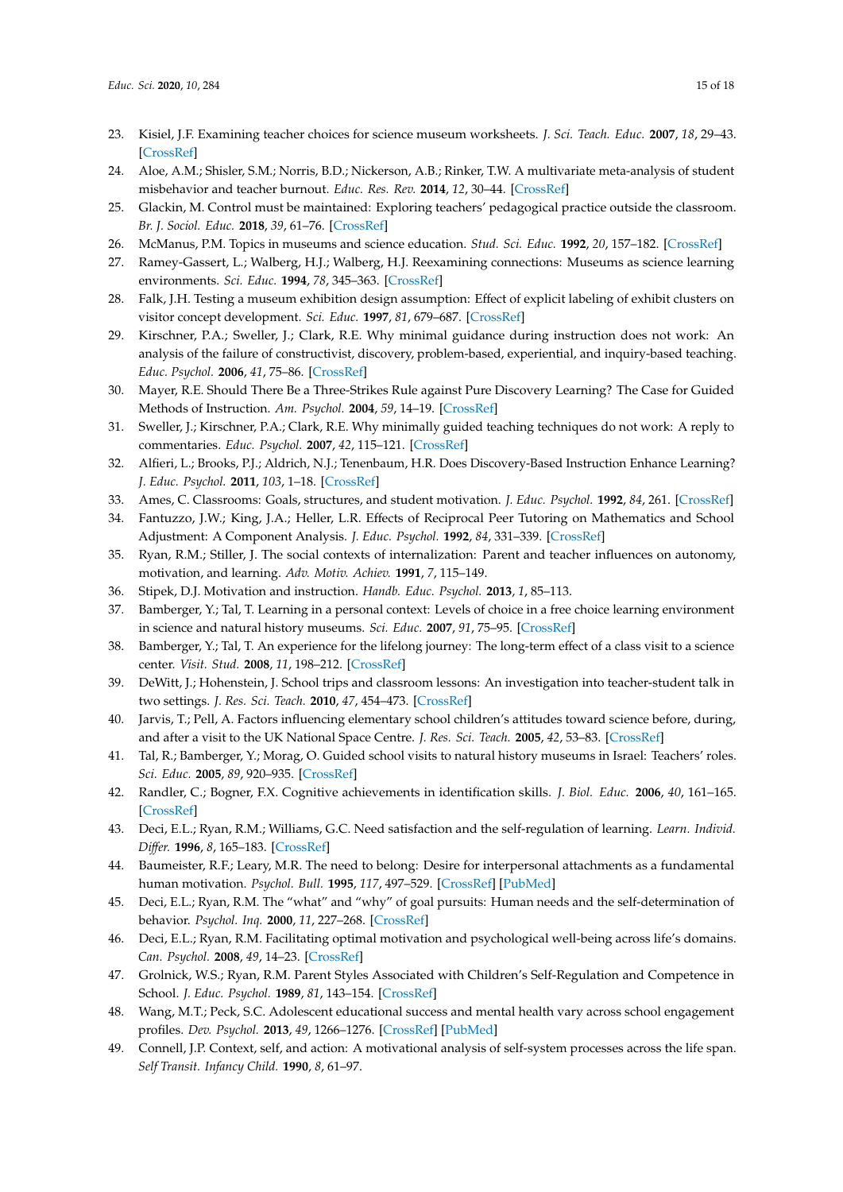23. Kisiel, J.F. Examining teacher choices for science museum worksheets. *J. Sci. Teach. Educ.* **2007**, *18*, 29–43. [CrossRef]
24. Aloe, A.M.; Shisler, S.M.; Norris, B.D.; Nickerson, A.B.; Rinker, T.W. A multivariate meta-analysis of student misbehavior and teacher burnout. *Educ. Res. Rev.* **2014**, *12*, 30–44. [CrossRef]
25. Glackin, M. Control must be maintained: Exploring teachers' pedagogical practice outside the classroom. *Br. J. Sociol. Educ.* **2018**, *39*, 61–76. [CrossRef]
26. McManus, P.M. Topics in museums and science education. *Stud. Sci. Educ.* **1992**, *20*, 157–182. [CrossRef]
27. Ramey-Gassert, L.; Walberg, H.J.; Walberg, H.J. Reexamining connections: Museums as science learning environments. *Sci. Educ.* **1994**, *78*, 345–363. [CrossRef]
28. Falk, J.H. Testing a museum exhibition design assumption: Effect of explicit labeling of exhibit clusters on visitor concept development. *Sci. Educ.* **1997**, *81*, 679–687. [CrossRef]
29. Kirschner, P.A.; Sweller, J.; Clark, R.E. Why minimal guidance during instruction does not work: An analysis of the failure of constructivist, discovery, problem-based, experiential, and inquiry-based teaching. *Educ. Psychol.* **2006**, *41*, 75–86. [CrossRef]
30. Mayer, R.E. Should There Be a Three-Strikes Rule against Pure Discovery Learning? The Case for Guided Methods of Instruction. *Am. Psychol.* **2004**, *59*, 14–19. [CrossRef]
31. Sweller, J.; Kirschner, P.A.; Clark, R.E. Why minimally guided teaching techniques do not work: A reply to commentaries. *Educ. Psychol.* **2007**, *42*, 115–121. [CrossRef]
32. Alfieri, L.; Brooks, P.J.; Aldrich, N.J.; Tenenbaum, H.R. Does Discovery-Based Instruction Enhance Learning? *J. Educ. Psychol.* **2011**, *103*, 1–18. [CrossRef]
33. Ames, C. Classrooms: Goals, structures, and student motivation. *J. Educ. Psychol.* **1992**, *84*, 261. [CrossRef]
34. Fantuzzo, J.W.; King, J.A.; Heller, L.R. Effects of Reciprocal Peer Tutoring on Mathematics and School Adjustment: A Component Analysis. *J. Educ. Psychol.* **1992**, *84*, 331–339. [CrossRef]
35. Ryan, R.M.; Stiller, J. The social contexts of internalization: Parent and teacher influences on autonomy, motivation, and learning. *Adv. Motiv. Achiev.* **1991**, *7*, 115–149.
36. Stipek, D.J. Motivation and instruction. *Handb. Educ. Psychol.* **2013**, *1*, 85–113.
37. Bamberger, Y.; Tal, T. Learning in a personal context: Levels of choice in a free choice learning environment in science and natural history museums. *Sci. Educ.* **2007**, *91*, 75–95. [CrossRef]
38. Bamberger, Y.; Tal, T. An experience for the lifelong journey: The long-term effect of a class visit to a science center. *Visit. Stud.* **2008**, *11*, 198–212. [CrossRef]
39. DeWitt, J.; Hohenstein, J. School trips and classroom lessons: An investigation into teacher-student talk in two settings. *J. Res. Sci. Teach.* **2010**, *47*, 454–473. [CrossRef]
40. Jarvis, T.; Pell, A. Factors influencing elementary school children's attitudes toward science before, during, and after a visit to the UK National Space Centre. *J. Res. Sci. Teach.* **2005**, *42*, 53–83. [CrossRef]
41. Tal, R.; Bamberger, Y.; Morag, O. Guided school visits to natural history museums in Israel: Teachers' roles. *Sci. Educ.* **2005**, *89*, 920–935. [CrossRef]
42. Randler, C.; Bogner, F.X. Cognitive achievements in identification skills. *J. Biol. Educ.* **2006**, *40*, 161–165. [CrossRef]
43. Deci, E.L.; Ryan, R.M.; Williams, G.C. Need satisfaction and the self-regulation of learning. *Learn. Individ. Differ.* **1996**, *8*, 165–183. [CrossRef]
44. Baumeister, R.F.; Leary, M.R. The need to belong: Desire for interpersonal attachments as a fundamental human motivation. *Psychol. Bull.* **1995**, *117*, 497–529. [CrossRef] [PubMed]
45. Deci, E.L.; Ryan, R.M. The "what" and "why" of goal pursuits: Human needs and the self-determination of behavior. *Psychol. Inq.* **2000**, *11*, 227–268. [CrossRef]
46. Deci, E.L.; Ryan, R.M. Facilitating optimal motivation and psychological well-being across life's domains. *Can. Psychol.* **2008**, *49*, 14–23. [CrossRef]
47. Grolnick, W.S.; Ryan, R.M. Parent Styles Associated with Children's Self-Regulation and Competence in School. *J. Educ. Psychol.* **1989**, *81*, 143–154. [CrossRef]
48. Wang, M.T.; Peck, S.C. Adolescent educational success and mental health vary across school engagement profiles. *Dev. Psychol.* **2013**, *49*, 1266–1276. [CrossRef] [PubMed]
49. Connell, J.P. Context, self, and action: A motivational analysis of self-system processes across the life span. *Self Transit. Infancy Child.* **1990**, *8*, 61–97.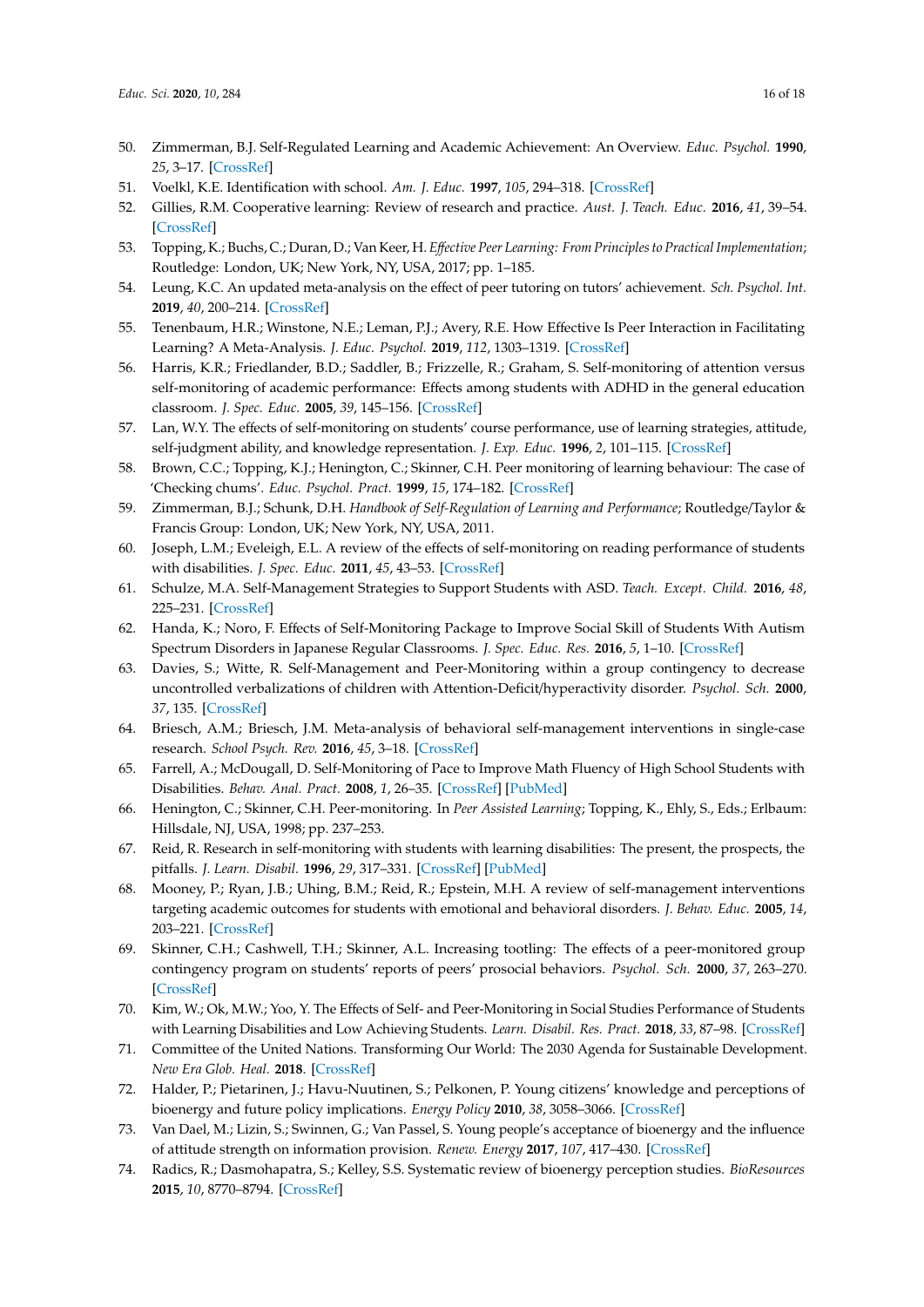50. Zimmerman, B.J. Self-Regulated Learning and Academic Achievement: An Overview. *Educ. Psychol.* **1990**, *25*, 3–17. [CrossRef]
51. Voelkl, K.E. Identification with school. *Am. J. Educ.* **1997**, *105*, 294–318. [CrossRef]
52. Gillies, R.M. Cooperative learning: Review of research and practice. *Aust. J. Teach. Educ.* **2016**, *41*, 39–54. [CrossRef]
53. Topping, K.; Buchs, C.; Duran, D.; Van Keer, H. *Effective Peer Learning: From Principles to Practical Implementation*; Routledge: London, UK; New York, NY, USA, 2017; pp. 1–185.
54. Leung, K.C. An updated meta-analysis on the effect of peer tutoring on tutors' achievement. *Sch. Psychol. Int.* **2019**, *40*, 200–214. [CrossRef]
55. Tenenbaum, H.R.; Winstone, N.E.; Leman, P.J.; Avery, R.E. How Effective Is Peer Interaction in Facilitating Learning? A Meta-Analysis. *J. Educ. Psychol.* **2019**, *112*, 1303–1319. [CrossRef]
56. Harris, K.R.; Friedlander, B.D.; Saddler, B.; Frizzelle, R.; Graham, S. Self-monitoring of attention versus self-monitoring of academic performance: Effects among students with ADHD in the general education classroom. *J. Spec. Educ.* **2005**, *39*, 145–156. [CrossRef]
57. Lan, W.Y. The effects of self-monitoring on students' course performance, use of learning strategies, attitude, self-judgment ability, and knowledge representation. *J. Exp. Educ.* **1996**, *2*, 101–115. [CrossRef]
58. Brown, C.C.; Topping, K.J.; Henington, C.; Skinner, C.H. Peer monitoring of learning behaviour: The case of 'Checking chums'. *Educ. Psychol. Pract.* **1999**, *15*, 174–182. [CrossRef]
59. Zimmerman, B.J.; Schunk, D.H. *Handbook of Self-Regulation of Learning and Performance*; Routledge/Taylor & Francis Group: London, UK; New York, NY, USA, 2011.
60. Joseph, L.M.; Eveleigh, E.L. A review of the effects of self-monitoring on reading performance of students with disabilities. *J. Spec. Educ.* **2011**, *45*, 43–53. [CrossRef]
61. Schulze, M.A. Self-Management Strategies to Support Students with ASD. *Teach. Except. Child.* **2016**, *48*, 225–231. [CrossRef]
62. Handa, K.; Noro, F. Effects of Self-Monitoring Package to Improve Social Skill of Students With Autism Spectrum Disorders in Japanese Regular Classrooms. *J. Spec. Educ. Res.* **2016**, *5*, 1–10. [CrossRef]
63. Davies, S.; Witte, R. Self-Management and Peer-Monitoring within a group contingency to decrease uncontrolled verbalizations of children with Attention-Deficit/hyperactivity disorder. *Psychol. Sch.* **2000**, *37*, 135. [CrossRef]
64. Briesch, A.M.; Briesch, J.M. Meta-analysis of behavioral self-management interventions in single-case research. *School Psych. Rev.* **2016**, *45*, 3–18. [CrossRef]
65. Farrell, A.; McDougall, D. Self-Monitoring of Pace to Improve Math Fluency of High School Students with Disabilities. *Behav. Anal. Pract.* **2008**, *1*, 26–35. [CrossRef] [PubMed]
66. Henington, C.; Skinner, C.H. Peer-monitoring. In *Peer Assisted Learning*; Topping, K., Ehly, S., Eds.; Erlbaum: Hillsdale, NJ, USA, 1998; pp. 237–253.
67. Reid, R. Research in self-monitoring with students with learning disabilities: The present, the prospects, the pitfalls. *J. Learn. Disabil.* **1996**, *29*, 317–331. [CrossRef] [PubMed]
68. Mooney, P.; Ryan, J.B.; Uhing, B.M.; Reid, R.; Epstein, M.H. A review of self-management interventions targeting academic outcomes for students with emotional and behavioral disorders. *J. Behav. Educ.* **2005**, *14*, 203–221. [CrossRef]
69. Skinner, C.H.; Cashwell, T.H.; Skinner, A.L. Increasing tootling: The effects of a peer-monitored group contingency program on students' reports of peers' prosocial behaviors. *Psychol. Sch.* **2000**, *37*, 263–270. [CrossRef]
70. Kim, W.; Ok, M.W.; Yoo, Y. The Effects of Self- and Peer-Monitoring in Social Studies Performance of Students with Learning Disabilities and Low Achieving Students. *Learn. Disabil. Res. Pract.* **2018**, *33*, 87–98. [CrossRef]
71. Committee of the United Nations. Transforming Our World: The 2030 Agenda for Sustainable Development. *New Era Glob. Heal.* **2018**. [CrossRef]
72. Halder, P.; Pietarinen, J.; Havu-Nuutinen, S.; Pelkonen, P. Young citizens' knowledge and perceptions of bioenergy and future policy implications. *Energy Policy* **2010**, *38*, 3058–3066. [CrossRef]
73. Van Dael, M.; Lizin, S.; Swinnen, G.; Van Passel, S. Young people's acceptance of bioenergy and the influence of attitude strength on information provision. *Renew. Energy* **2017**, *107*, 417–430. [CrossRef]
74. Radics, R.; Dasmohapatra, S.; Kelley, S.S. Systematic review of bioenergy perception studies. *BioResources* **2015**, *10*, 8770–8794. [CrossRef]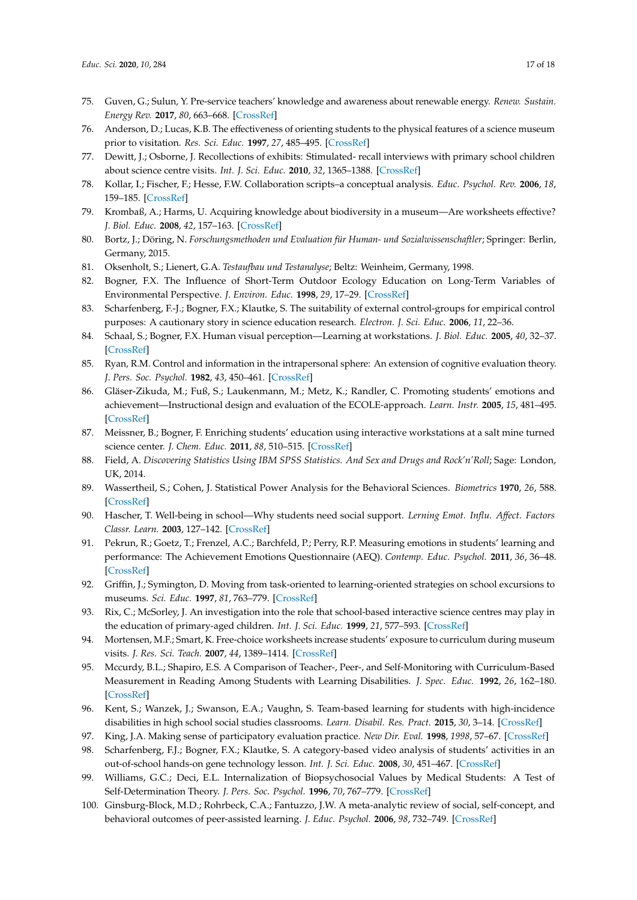75. Guven, G.; Sulun, Y. Pre-service teachers' knowledge and awareness about renewable energy. *Renew. Sustain. Energy Rev.* **2017**, *80*, 663–668. [CrossRef]
76. Anderson, D.; Lucas, K.B. The effectiveness of orienting students to the physical features of a science museum prior to visitation. *Res. Sci. Educ.* **1997**, *27*, 485–495. [CrossRef]
77. Dewitt, J.; Osborne, J. Recollections of exhibits: Stimulated- recall interviews with primary school children about science centre visits. *Int. J. Sci. Educ.* **2010**, *32*, 1365–1388. [CrossRef]
78. Kollar, I.; Fischer, F.; Hesse, F.W. Collaboration scripts–a conceptual analysis. *Educ. Psychol. Rev.* **2006**, *18*, 159–185. [CrossRef]
79. Krombaß, A.; Harms, U. Acquiring knowledge about biodiversity in a museum—Are worksheets effective? *J. Biol. Educ.* **2008**, *42*, 157–163. [CrossRef]
80. Bortz, J.; Döring, N. *Forschungsmethoden und Evaluation für Human- und Sozialwissenschaftler*; Springer: Berlin, Germany, 2015.
81. Oksenholt, S.; Lienert, G.A. *Testaufbau und Testanalyse*; Beltz: Weinheim, Germany, 1998.
82. Bogner, F.X. The Influence of Short-Term Outdoor Ecology Education on Long-Term Variables of Environmental Perspective. *J. Environ. Educ.* **1998**, *29*, 17–29. [CrossRef]
83. Scharfenberg, F.-J.; Bogner, F.X.; Klautke, S. The suitability of external control-groups for empirical control purposes: A cautionary story in science education research. *Electron. J. Sci. Educ.* **2006**, *11*, 22–36.
84. Schaal, S.; Bogner, F.X. Human visual perception—Learning at workstations. *J. Biol. Educ.* **2005**, *40*, 32–37. [CrossRef]
85. Ryan, R.M. Control and information in the intrapersonal sphere: An extension of cognitive evaluation theory. *J. Pers. Soc. Psychol.* **1982**, *43*, 450–461. [CrossRef]
86. Gläser-Zikuda, M.; Fuß, S.; Laukenmann, M.; Metz, K.; Randler, C. Promoting students' emotions and achievement—Instructional design and evaluation of the ECOLE-approach. *Learn. Instr.* **2005**, *15*, 481–495. [CrossRef]
87. Meissner, B.; Bogner, F. Enriching students' education using interactive workstations at a salt mine turned science center. *J. Chem. Educ.* **2011**, *88*, 510–515. [CrossRef]
88. Field, A. *Discovering Statistics Using IBM SPSS Statistics. And Sex and Drugs and Rock'n'Roll*; Sage: London, UK, 2014.
89. Wassertheil, S.; Cohen, J. Statistical Power Analysis for the Behavioral Sciences. *Biometrics* **1970**, *26*, 588. [CrossRef]
90. Hascher, T. Well-being in school—Why students need social support. *Lerning Emot. Influ. Affect. Factors Classr. Learn.* **2003**, 127–142. [CrossRef]
91. Pekrun, R.; Goetz, T.; Frenzel, A.C.; Barchfeld, P.; Perry, R.P. Measuring emotions in students' learning and performance: The Achievement Emotions Questionnaire (AEQ). *Contemp. Educ. Psychol.* **2011**, *36*, 36–48. [CrossRef]
92. Griffin, J.; Symington, D. Moving from task-oriented to learning-oriented strategies on school excursions to museums. *Sci. Educ.* **1997**, *81*, 763–779. [CrossRef]
93. Rix, C.; McSorley, J. An investigation into the role that school-based interactive science centres may play in the education of primary-aged children. *Int. J. Sci. Educ.* **1999**, *21*, 577–593. [CrossRef]
94. Mortensen, M.F.; Smart, K. Free-choice worksheets increase students' exposure to curriculum during museum visits. *J. Res. Sci. Teach.* **2007**, *44*, 1389–1414. [CrossRef]
95. Mccurdy, B.L.; Shapiro, E.S. A Comparison of Teacher-, Peer-, and Self-Monitoring with Curriculum-Based Measurement in Reading Among Students with Learning Disabilities. *J. Spec. Educ.* **1992**, *26*, 162–180. [CrossRef]
96. Kent, S.; Wanzek, J.; Swanson, E.A.; Vaughn, S. Team-based learning for students with high-incidence disabilities in high school social studies classrooms. *Learn. Disabil. Res. Pract.* **2015**, *30*, 3–14. [CrossRef]
97. King, J.A. Making sense of participatory evaluation practice. *New Dir. Eval.* **1998**, *1998*, 57–67. [CrossRef]
98. Scharfenberg, F.J.; Bogner, F.X.; Klautke, S. A category-based video analysis of students' activities in an out-of-school hands-on gene technology lesson. *Int. J. Sci. Educ.* **2008**, *30*, 451–467. [CrossRef]
99. Williams, G.C.; Deci, E.L. Internalization of Biopsychosocial Values by Medical Students: A Test of Self-Determination Theory. *J. Pers. Soc. Psychol.* **1996**, *70*, 767–779. [CrossRef]
100. Ginsburg-Block, M.D.; Rohrbeck, C.A.; Fantuzzo, J.W. A meta-analytic review of social, self-concept, and behavioral outcomes of peer-assisted learning. *J. Educ. Psychol.* **2006**, *98*, 732–749. [CrossRef]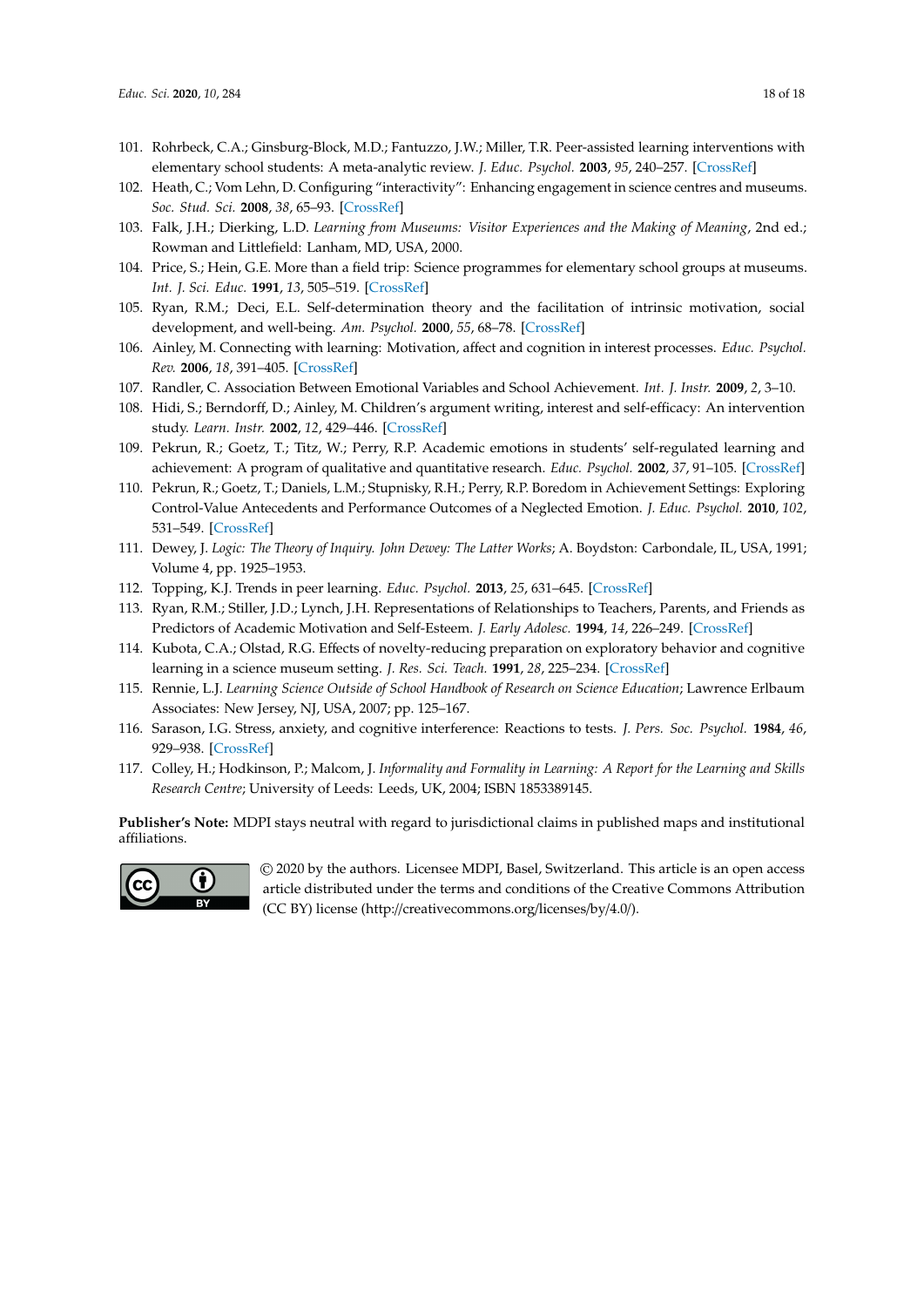101. Rohrbeck, C.A.; Ginsburg-Block, M.D.; Fantuzzo, J.W.; Miller, T.R. Peer-assisted learning interventions with elementary school students: A meta-analytic review. *J. Educ. Psychol.* **2003**, *95*, 240–257. [CrossRef]
102. Heath, C.; Vom Lehn, D. Configuring "interactivity": Enhancing engagement in science centres and museums. *Soc. Stud. Sci.* **2008**, *38*, 65–93. [CrossRef]
103. Falk, J.H.; Dierking, L.D. *Learning from Museums: Visitor Experiences and the Making of Meaning*, 2nd ed.; Rowman and Littlefield: Lanham, MD, USA, 2000.
104. Price, S.; Hein, G.E. More than a field trip: Science programmes for elementary school groups at museums. *Int. J. Sci. Educ.* **1991**, *13*, 505–519. [CrossRef]
105. Ryan, R.M.; Deci, E.L. Self-determination theory and the facilitation of intrinsic motivation, social development, and well-being. *Am. Psychol.* **2000**, *55*, 68–78. [CrossRef]
106. Ainley, M. Connecting with learning: Motivation, affect and cognition in interest processes. *Educ. Psychol. Rev.* **2006**, *18*, 391–405. [CrossRef]
107. Randler, C. Association Between Emotional Variables and School Achievement. *Int. J. Instr.* **2009**, *2*, 3–10.
108. Hidi, S.; Berndorff, D.; Ainley, M. Children's argument writing, interest and self-efficacy: An intervention study. *Learn. Instr.* **2002**, *12*, 429–446. [CrossRef]
109. Pekrun, R.; Goetz, T.; Titz, W.; Perry, R.P. Academic emotions in students' self-regulated learning and achievement: A program of qualitative and quantitative research. *Educ. Psychol.* **2002**, *37*, 91–105. [CrossRef]
110. Pekrun, R.; Goetz, T.; Daniels, L.M.; Stupnisky, R.H.; Perry, R.P. Boredom in Achievement Settings: Exploring Control-Value Antecedents and Performance Outcomes of a Neglected Emotion. *J. Educ. Psychol.* **2010**, *102*, 531–549. [CrossRef]
111. Dewey, J. *Logic: The Theory of Inquiry. John Dewey: The Latter Works*; A. Boydston: Carbondale, IL, USA, 1991; Volume 4, pp. 1925–1953.
112. Topping, K.J. Trends in peer learning. *Educ. Psychol.* **2013**, *25*, 631–645. [CrossRef]
113. Ryan, R.M.; Stiller, J.D.; Lynch, J.H. Representations of Relationships to Teachers, Parents, and Friends as Predictors of Academic Motivation and Self-Esteem. *J. Early Adolesc.* **1994**, *14*, 226–249. [CrossRef]
114. Kubota, C.A.; Olstad, R.G. Effects of novelty-reducing preparation on exploratory behavior and cognitive learning in a science museum setting. *J. Res. Sci. Teach.* **1991**, *28*, 225–234. [CrossRef]
115. Rennie, L.J. *Learning Science Outside of School Handbook of Research on Science Education*; Lawrence Erlbaum Associates: New Jersey, NJ, USA, 2007; pp. 125–167.
116. Sarason, I.G. Stress, anxiety, and cognitive interference: Reactions to tests. *J. Pers. Soc. Psychol.* **1984**, *46*, 929–938. [CrossRef]
117. Colley, H.; Hodkinson, P.; Malcom, J. *Informality and Formality in Learning: A Report for the Learning and Skills Research Centre*; University of Leeds: Leeds, UK, 2004; ISBN 1853389145.

**Publisher's Note:** MDPI stays neutral with regard to jurisdictional claims in published maps and institutional affiliations.

© 2020 by the authors. Licensee MDPI, Basel, Switzerland. This article is an open access article distributed under the terms and conditions of the Creative Commons Attribution (CC BY) license (http://creativecommons.org/licenses/by/4.0/).